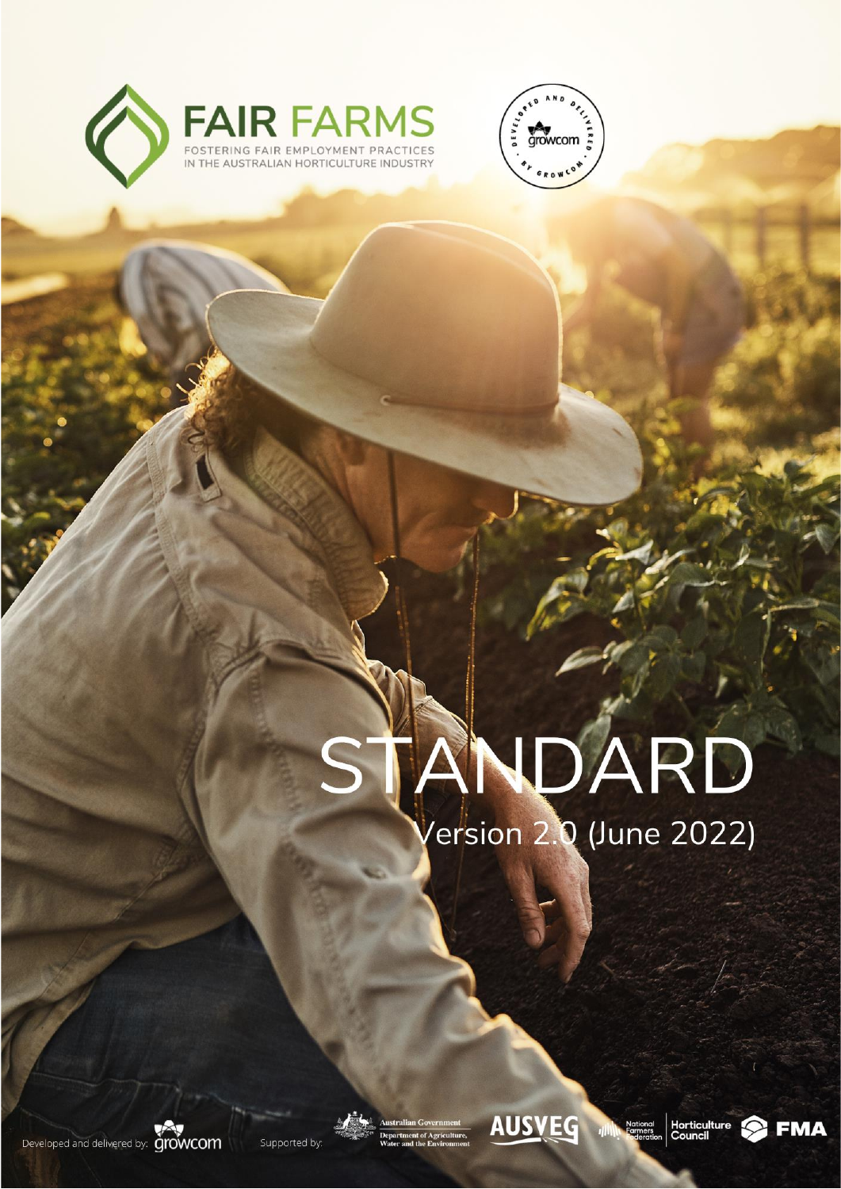# FAIR FARMS

FOSTERING FAIR EMPLOYMENT PRACTICES IN THE AUSTRALIAN HORTICULTURE INDUSTRY

DEVELOPED AND DELIVERED BY GROWCOM

# STANDARD

## Version 2.0 (June 2022)

Developed and delivered by: growcom

Supported by: Australian Government Department of Agriculture, Water and the Environment; AUSVEG; National Farmers Federation; Horticulture Council; FMA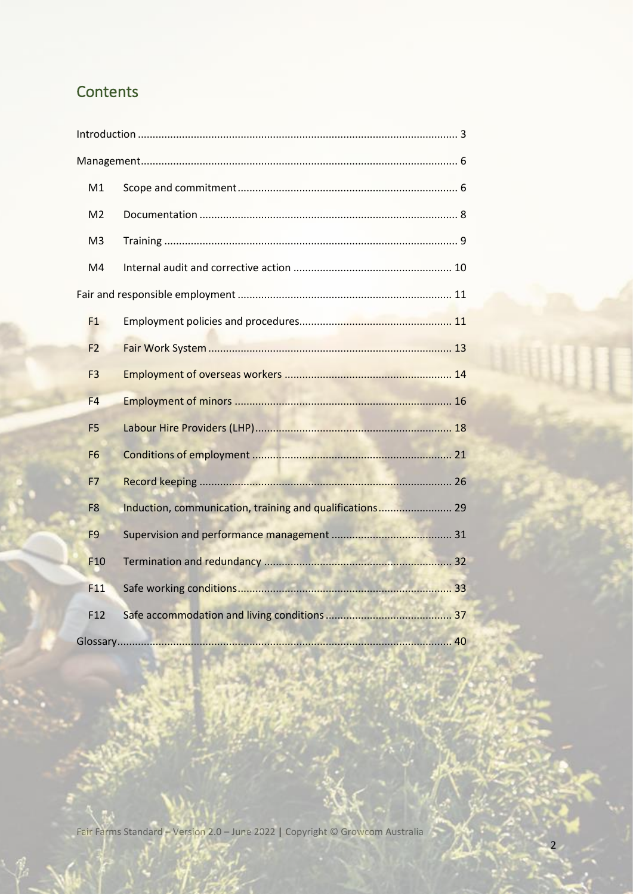## Contents

| | | |
|---|---|---|
| Introduction | | 3 |
| Management | | 6 |
| M1 | Scope and commitment | 6 |
| M2 | Documentation | 8 |
| M3 | Training | 9 |
| M4 | Internal audit and corrective action | 10 |
| Fair and responsible employment | | 11 |
| F1 | Employment policies and procedures | 11 |
| F2 | Fair Work System | 13 |
| F3 | Employment of overseas workers | 14 |
| F4 | Employment of minors | 16 |
| F5 | Labour Hire Providers (LHP) | 18 |
| F6 | Conditions of employment | 21 |
| F7 | Record keeping | 26 |
| F8 | Induction, communication, training and qualifications | 29 |
| F9 | Supervision and performance management | 31 |
| F10 | Termination and redundancy | 32 |
| F11 | Safe working conditions | 33 |
| F12 | Safe accommodation and living conditions | 37 |
| Glossary | | 40 |

Fair Farms Standard – Version 2.0 – June 2022 | Copyright © Growcom Australia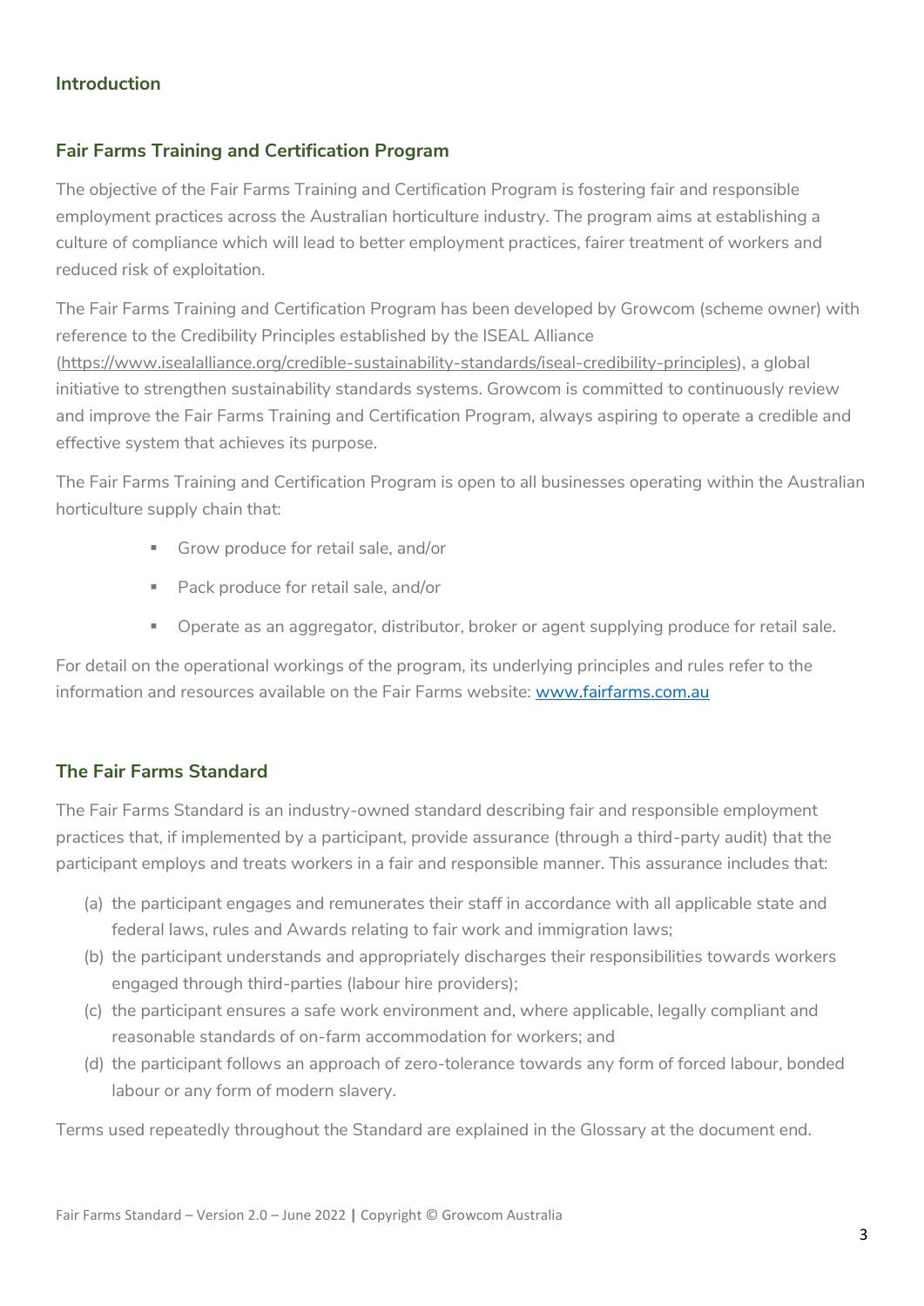## Introduction

### Fair Farms Training and Certification Program

The objective of the Fair Farms Training and Certification Program is fostering fair and responsible employment practices across the Australian horticulture industry. The program aims at establishing a culture of compliance which will lead to better employment practices, fairer treatment of workers and reduced risk of exploitation.

The Fair Farms Training and Certification Program has been developed by Growcom (scheme owner) with reference to the Credibility Principles established by the ISEAL Alliance (https://www.isealalliance.org/credible-sustainability-standards/iseal-credibility-principles), a global initiative to strengthen sustainability standards systems. Growcom is committed to continuously review and improve the Fair Farms Training and Certification Program, always aspiring to operate a credible and effective system that achieves its purpose.

The Fair Farms Training and Certification Program is open to all businesses operating within the Australian horticulture supply chain that:

- Grow produce for retail sale, and/or
- Pack produce for retail sale, and/or
- Operate as an aggregator, distributor, broker or agent supplying produce for retail sale.

For detail on the operational workings of the program, its underlying principles and rules refer to the information and resources available on the Fair Farms website: [www.fairfarms.com.au](www.fairfarms.com.au)

### The Fair Farms Standard

The Fair Farms Standard is an industry-owned standard describing fair and responsible employment practices that, if implemented by a participant, provide assurance (through a third-party audit) that the participant employs and treats workers in a fair and responsible manner. This assurance includes that:

(a) the participant engages and remunerates their staff in accordance with all applicable state and federal laws, rules and Awards relating to fair work and immigration laws;
(b) the participant understands and appropriately discharges their responsibilities towards workers engaged through third-parties (labour hire providers);
(c) the participant ensures a safe work environment and, where applicable, legally compliant and reasonable standards of on-farm accommodation for workers; and
(d) the participant follows an approach of zero-tolerance towards any form of forced labour, bonded labour or any form of modern slavery.

Terms used repeatedly throughout the Standard are explained in the Glossary at the document end.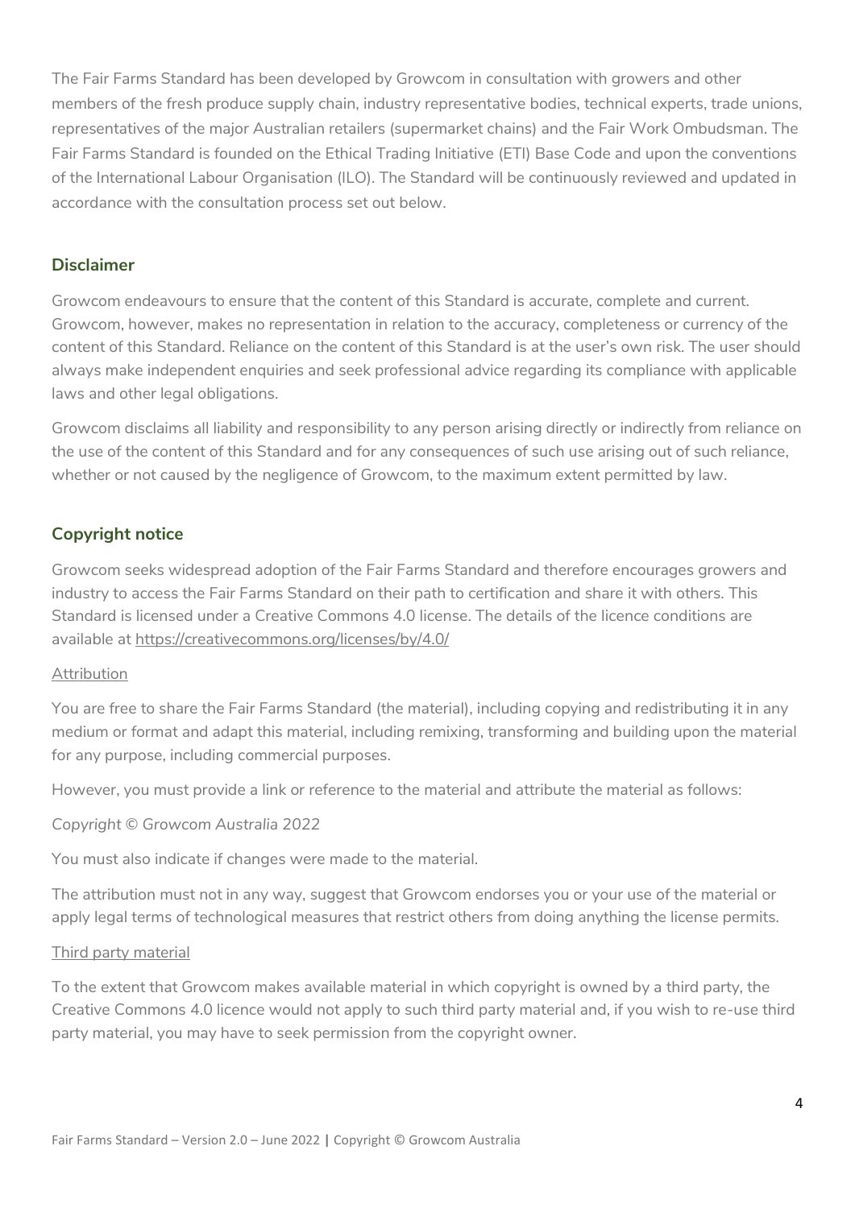The Fair Farms Standard has been developed by Growcom in consultation with growers and other members of the fresh produce supply chain, industry representative bodies, technical experts, trade unions, representatives of the major Australian retailers (supermarket chains) and the Fair Work Ombudsman. The Fair Farms Standard is founded on the Ethical Trading Initiative (ETI) Base Code and upon the conventions of the International Labour Organisation (ILO). The Standard will be continuously reviewed and updated in accordance with the consultation process set out below.

## Disclaimer

Growcom endeavours to ensure that the content of this Standard is accurate, complete and current. Growcom, however, makes no representation in relation to the accuracy, completeness or currency of the content of this Standard. Reliance on the content of this Standard is at the user's own risk. The user should always make independent enquiries and seek professional advice regarding its compliance with applicable laws and other legal obligations.

Growcom disclaims all liability and responsibility to any person arising directly or indirectly from reliance on the use of the content of this Standard and for any consequences of such use arising out of such reliance, whether or not caused by the negligence of Growcom, to the maximum extent permitted by law.

## Copyright notice

Growcom seeks widespread adoption of the Fair Farms Standard and therefore encourages growers and industry to access the Fair Farms Standard on their path to certification and share it with others. This Standard is licensed under a Creative Commons 4.0 license. The details of the licence conditions are available at https://creativecommons.org/licenses/by/4.0/

### Attribution

You are free to share the Fair Farms Standard (the material), including copying and redistributing it in any medium or format and adapt this material, including remixing, transforming and building upon the material for any purpose, including commercial purposes.

However, you must provide a link or reference to the material and attribute the material as follows:

*Copyright © Growcom Australia 2022*

You must also indicate if changes were made to the material.

The attribution must not in any way, suggest that Growcom endorses you or your use of the material or apply legal terms of technological measures that restrict others from doing anything the license permits.

### Third party material

To the extent that Growcom makes available material in which copyright is owned by a third party, the Creative Commons 4.0 licence would not apply to such third party material and, if you wish to re-use third party material, you may have to seek permission from the copyright owner.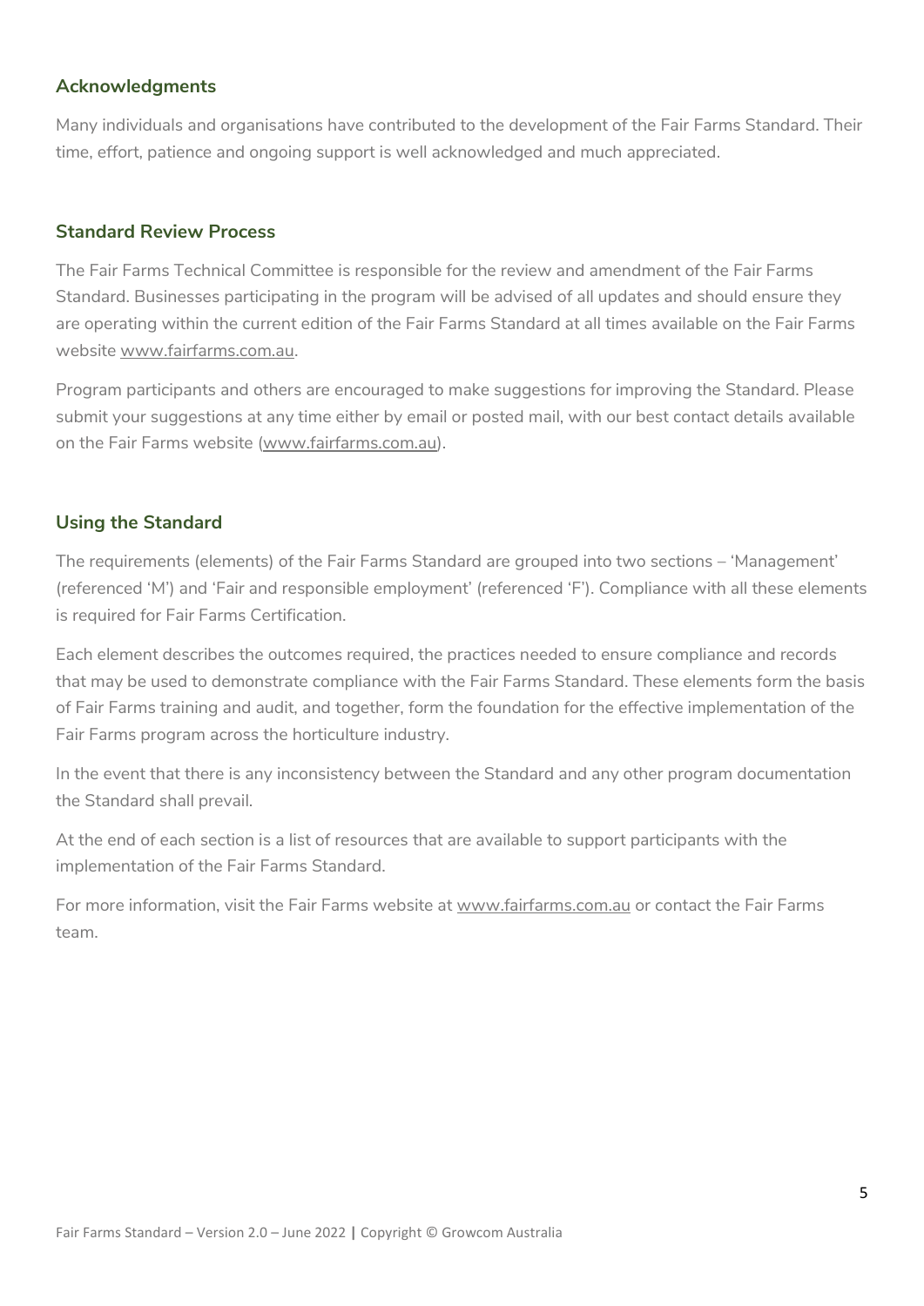## Acknowledgments

Many individuals and organisations have contributed to the development of the Fair Farms Standard. Their time, effort, patience and ongoing support is well acknowledged and much appreciated.

## Standard Review Process

The Fair Farms Technical Committee is responsible for the review and amendment of the Fair Farms Standard. Businesses participating in the program will be advised of all updates and should ensure they are operating within the current edition of the Fair Farms Standard at all times available on the Fair Farms website www.fairfarms.com.au.

Program participants and others are encouraged to make suggestions for improving the Standard. Please submit your suggestions at any time either by email or posted mail, with our best contact details available on the Fair Farms website (www.fairfarms.com.au).

## Using the Standard

The requirements (elements) of the Fair Farms Standard are grouped into two sections – 'Management' (referenced 'M') and 'Fair and responsible employment' (referenced 'F'). Compliance with all these elements is required for Fair Farms Certification.

Each element describes the outcomes required, the practices needed to ensure compliance and records that may be used to demonstrate compliance with the Fair Farms Standard. These elements form the basis of Fair Farms training and audit, and together, form the foundation for the effective implementation of the Fair Farms program across the horticulture industry.

In the event that there is any inconsistency between the Standard and any other program documentation the Standard shall prevail.

At the end of each section is a list of resources that are available to support participants with the implementation of the Fair Farms Standard.

For more information, visit the Fair Farms website at www.fairfarms.com.au or contact the Fair Farms team.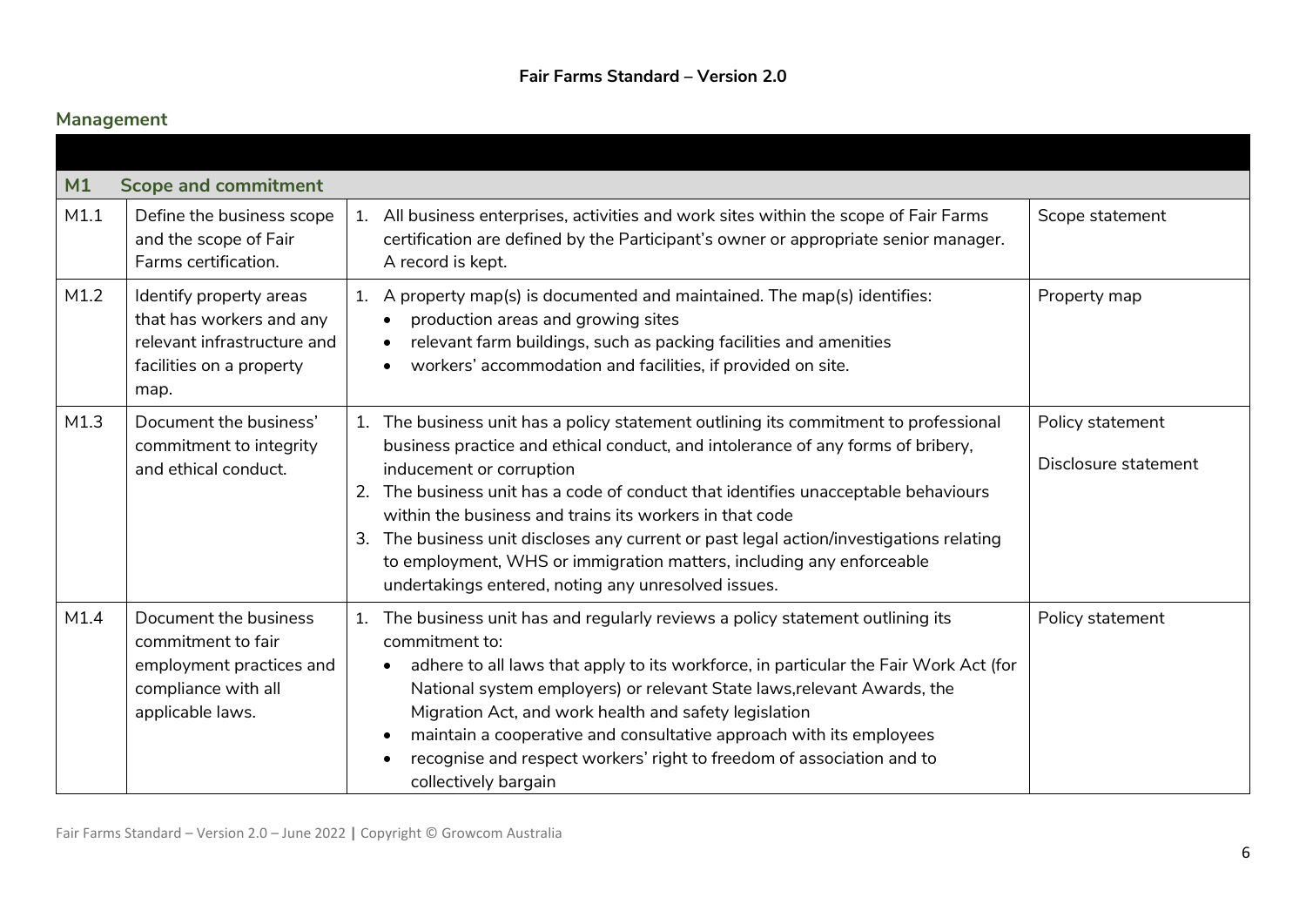## Management

| | | | |
|---|---|---|---|
| **M1** | **Scope and commitment** | | |
| M1.1 | Define the business scope and the scope of Fair Farms certification. | 1. All business enterprises, activities and work sites within the scope of Fair Farms certification are defined by the Participant's owner or appropriate senior manager. A record is kept. | Scope statement |
| M1.2 | Identify property areas that has workers and any relevant infrastructure and facilities on a property map. | 1. A property map(s) is documented and maintained. The map(s) identifies:<br>• production areas and growing sites<br>• relevant farm buildings, such as packing facilities and amenities<br>• workers' accommodation and facilities, if provided on site. | Property map |
| M1.3 | Document the business' commitment to integrity and ethical conduct. | 1. The business unit has a policy statement outlining its commitment to professional business practice and ethical conduct, and intolerance of any forms of bribery, inducement or corruption<br>2. The business unit has a code of conduct that identifies unacceptable behaviours within the business and trains its workers in that code<br>3. The business unit discloses any current or past legal action/investigations relating to employment, WHS or immigration matters, including any enforceable undertakings entered, noting any unresolved issues. | Policy statement<br><br>Disclosure statement |
| M1.4 | Document the business commitment to fair employment practices and compliance with all applicable laws. | 1. The business unit has and regularly reviews a policy statement outlining its commitment to:<br>• adhere to all laws that apply to its workforce, in particular the Fair Work Act (for National system employers) or relevant State laws,relevant Awards, the Migration Act, and work health and safety legislation<br>• maintain a cooperative and consultative approach with its employees<br>• recognise and respect workers' right to freedom of association and to collectively bargain | Policy statement |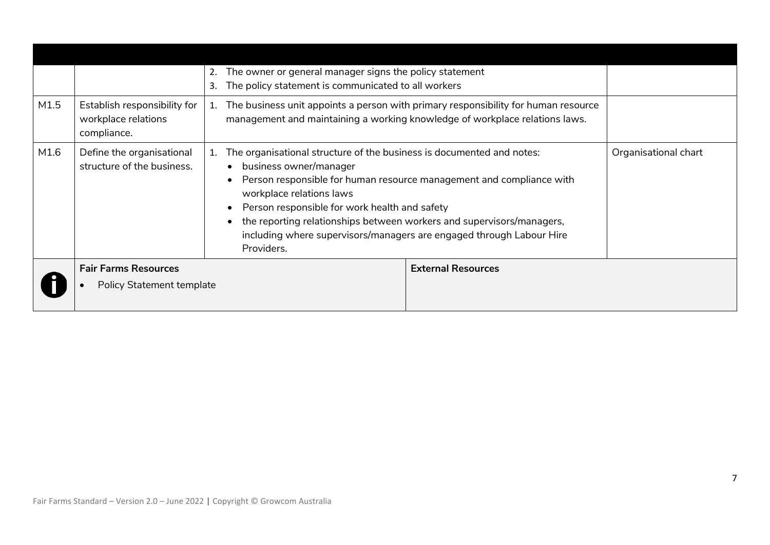| | | | |
|---|---|---|---|
| | | 2. The owner or general manager signs the policy statement<br>3. The policy statement is communicated to all workers | |
| M1.5 | Establish responsibility for workplace relations compliance. | 1. The business unit appoints a person with primary responsibility for human resource management and maintaining a working knowledge of workplace relations laws. | |
| M1.6 | Define the organisational structure of the business. | 1. The organisational structure of the business is documented and notes:<br>• business owner/manager<br>• Person responsible for human resource management and compliance with workplace relations laws<br>• Person responsible for work health and safety<br>• the reporting relationships between workers and supervisors/managers, including where supervisors/managers are engaged through Labour Hire Providers. | Organisational chart |

| | **Fair Farms Resources** | **External Resources** |
|---|---|---|
| | • Policy Statement template | |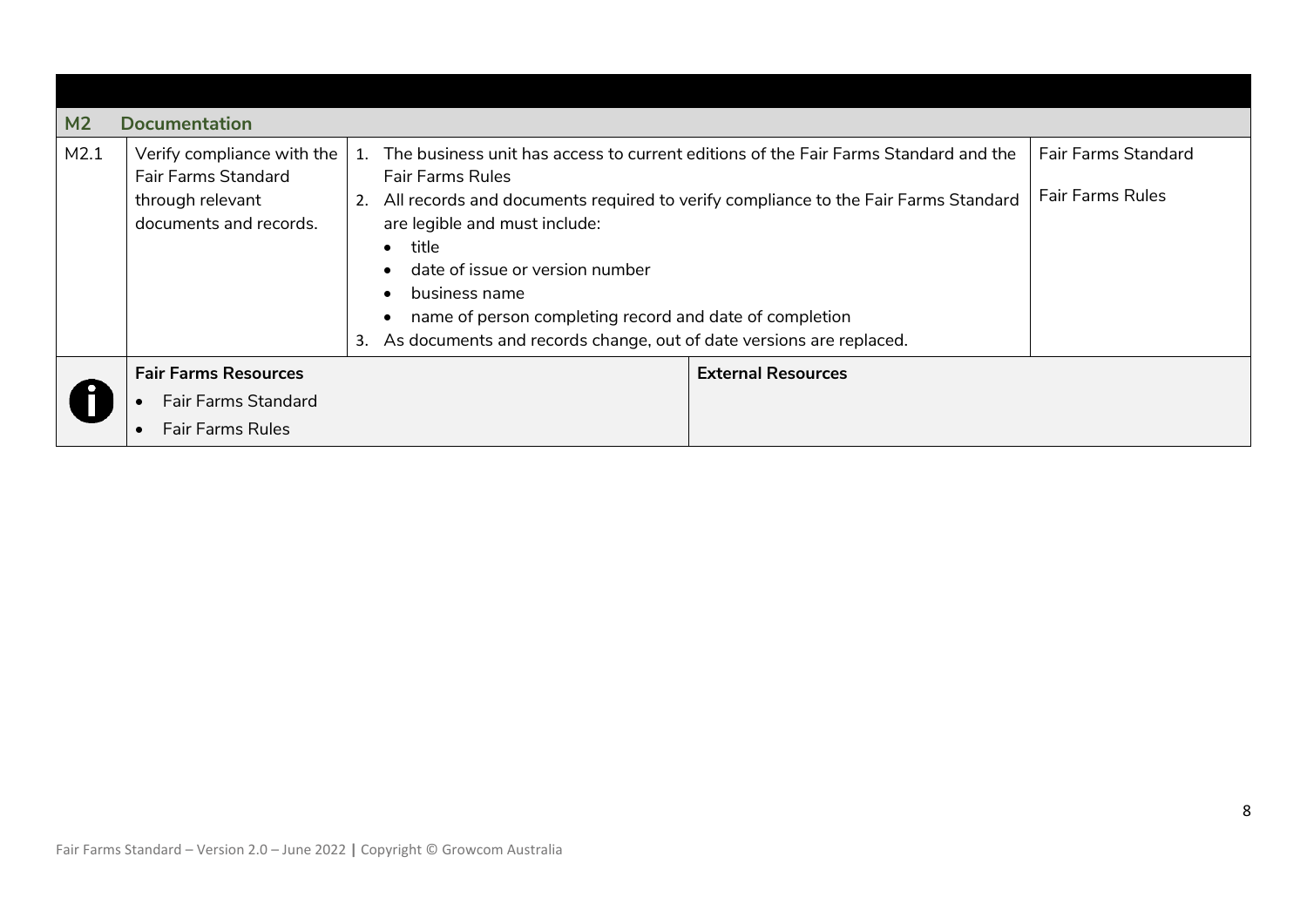| | | | |
|---|---|---|---|
| **M2** | **Documentation** | | |
| M2.1 | Verify compliance with the Fair Farms Standard through relevant documents and records. | 1. The business unit has access to current editions of the Fair Farms Standard and the Fair Farms Rules<br>2. All records and documents required to verify compliance to the Fair Farms Standard are legible and must include:<br>• title<br>• date of issue or version number<br>• business name<br>• name of person completing record and date of completion<br>3. As documents and records change, out of date versions are replaced. | Fair Farms Standard<br><br>Fair Farms Rules |

| | **Fair Farms Resources** | **External Resources** |
|---|---|---|
| | • Fair Farms Standard<br>• Fair Farms Rules | |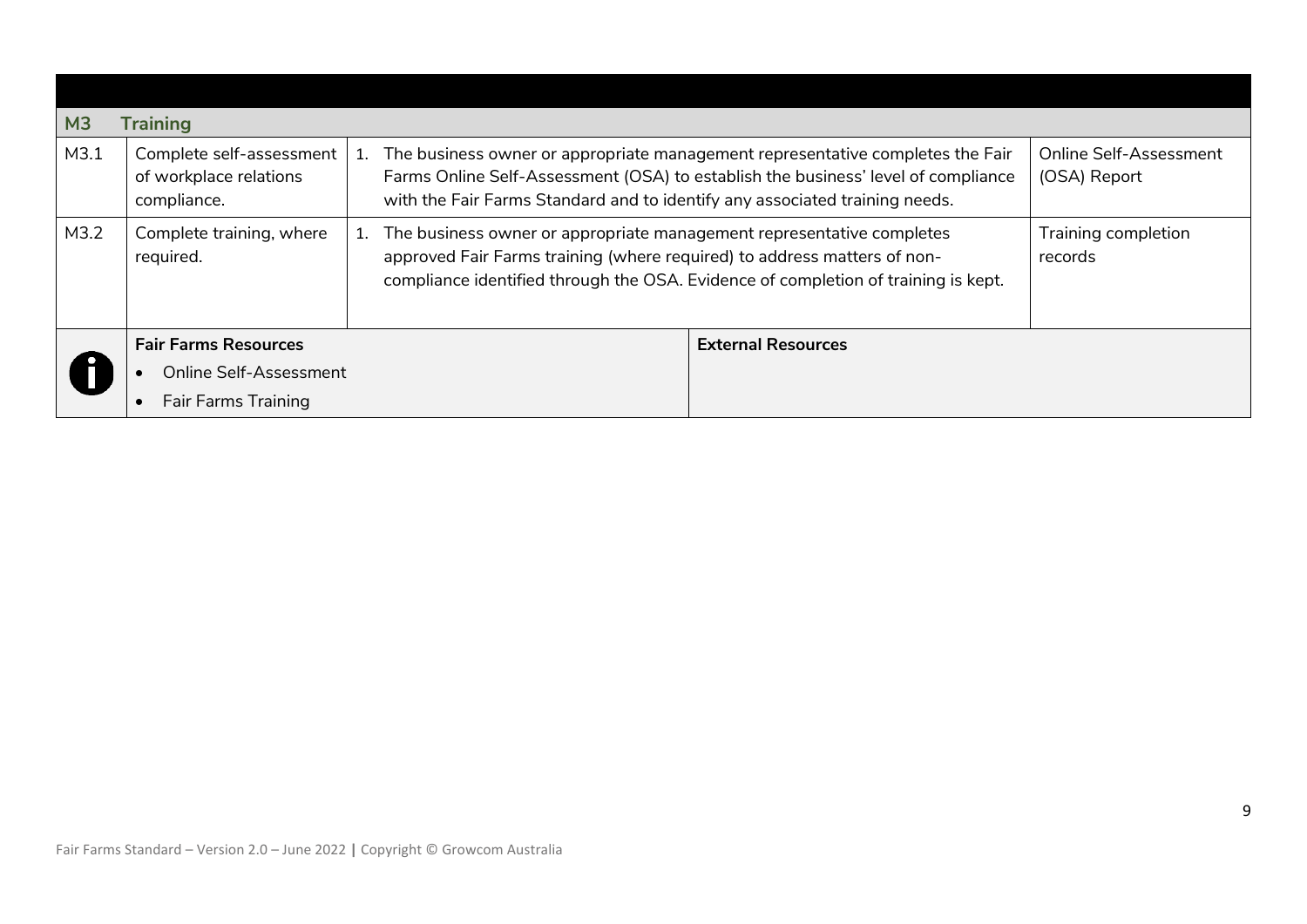| | | | |
|---|---|---|---|
| **M3** | **Training** | | |
| M3.1 | Complete self-assessment of workplace relations compliance. | 1. The business owner or appropriate management representative completes the Fair Farms Online Self-Assessment (OSA) to establish the business' level of compliance with the Fair Farms Standard and to identify any associated training needs. | Online Self-Assessment (OSA) Report |
| M3.2 | Complete training, where required. | 1. The business owner or appropriate management representative completes approved Fair Farms training (where required) to address matters of non-compliance identified through the OSA. Evidence of completion of training is kept. | Training completion records |

| Fair Farms Resources | External Resources |
|---|---|
| • Online Self-Assessment<br>• Fair Farms Training | |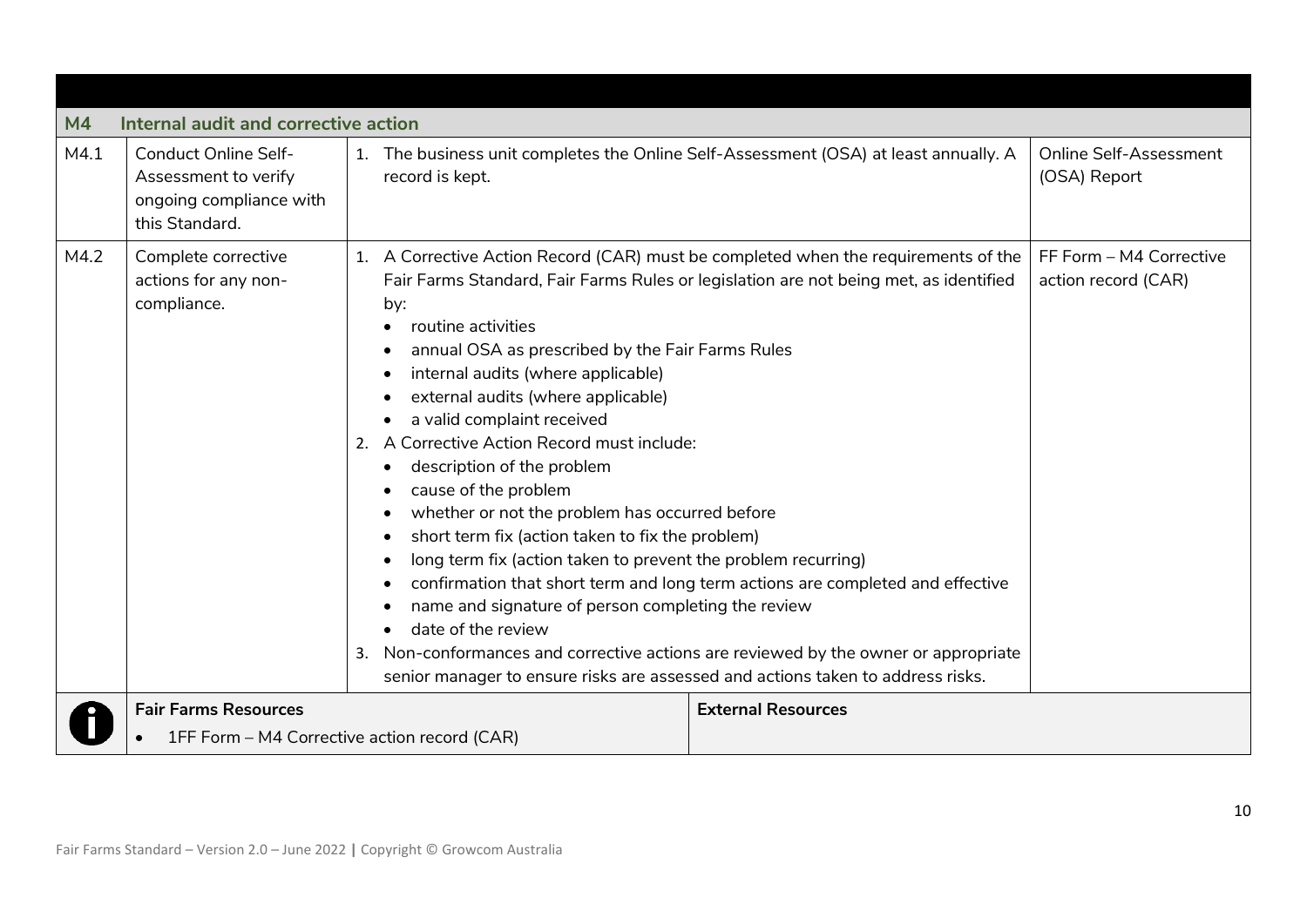| M4 | Internal audit and corrective action | | |
|---|---|---|---|
| M4.1 | Conduct Online Self-Assessment to verify ongoing compliance with this Standard. | 1. The business unit completes the Online Self-Assessment (OSA) at least annually. A record is kept. | Online Self-Assessment (OSA) Report |
| M4.2 | Complete corrective actions for any non-compliance. | 1. A Corrective Action Record (CAR) must be completed when the requirements of the Fair Farms Standard, Fair Farms Rules or legislation are not being met, as identified by:<br>• routine activities<br>• annual OSA as prescribed by the Fair Farms Rules<br>• internal audits (where applicable)<br>• external audits (where applicable)<br>• a valid complaint received<br>2. A Corrective Action Record must include:<br>• description of the problem<br>• cause of the problem<br>• whether or not the problem has occurred before<br>• short term fix (action taken to fix the problem)<br>• long term fix (action taken to prevent the problem recurring)<br>• confirmation that short term and long term actions are completed and effective<br>• name and signature of person completing the review<br>• date of the review<br>3. Non-conformances and corrective actions are reviewed by the owner or appropriate senior manager to ensure risks are assessed and actions taken to address risks. | FF Form – M4 Corrective action record (CAR) |

| **Fair Farms Resources** | **External Resources** |
|---|---|
| • 1FF Form – M4 Corrective action record (CAR) | |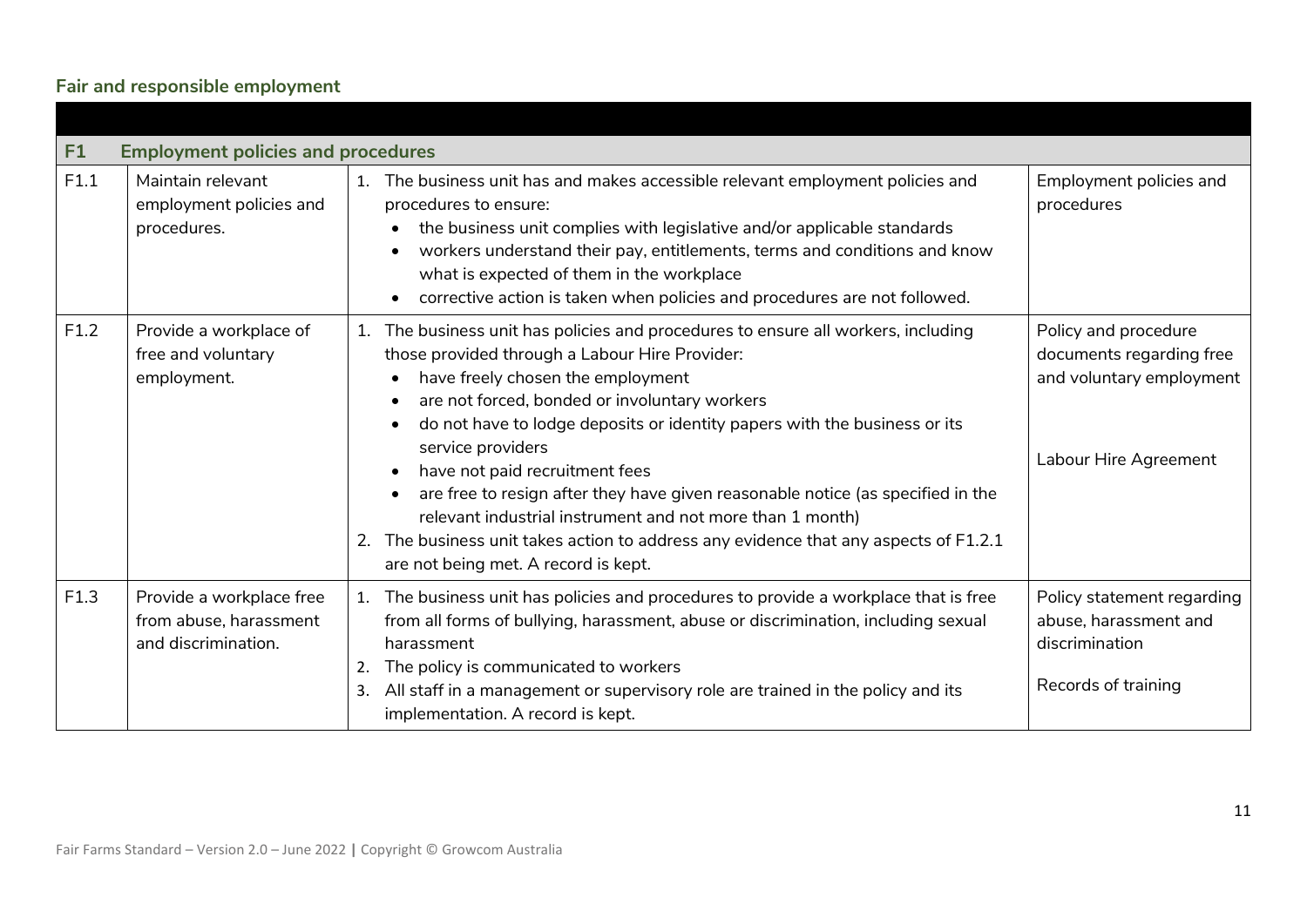## Fair and responsible employment

| | | | |
|---|---|---|---|
| **F1** | **Employment policies and procedures** | | |
| F1.1 | Maintain relevant employment policies and procedures. | 1. The business unit has and makes accessible relevant employment policies and procedures to ensure:<br>• the business unit complies with legislative and/or applicable standards<br>• workers understand their pay, entitlements, terms and conditions and know what is expected of them in the workplace<br>• corrective action is taken when policies and procedures are not followed. | Employment policies and procedures |
| F1.2 | Provide a workplace of free and voluntary employment. | 1. The business unit has policies and procedures to ensure all workers, including those provided through a Labour Hire Provider:<br>• have freely chosen the employment<br>• are not forced, bonded or involuntary workers<br>• do not have to lodge deposits or identity papers with the business or its service providers<br>• have not paid recruitment fees<br>• are free to resign after they have given reasonable notice (as specified in the relevant industrial instrument and not more than 1 month)<br>2. The business unit takes action to address any evidence that any aspects of F1.2.1 are not being met. A record is kept. | Policy and procedure documents regarding free and voluntary employment<br><br>Labour Hire Agreement |
| F1.3 | Provide a workplace free from abuse, harassment and discrimination. | 1. The business unit has policies and procedures to provide a workplace that is free from all forms of bullying, harassment, abuse or discrimination, including sexual harassment<br>2. The policy is communicated to workers<br>3. All staff in a management or supervisory role are trained in the policy and its implementation. A record is kept. | Policy statement regarding abuse, harassment and discrimination<br><br>Records of training |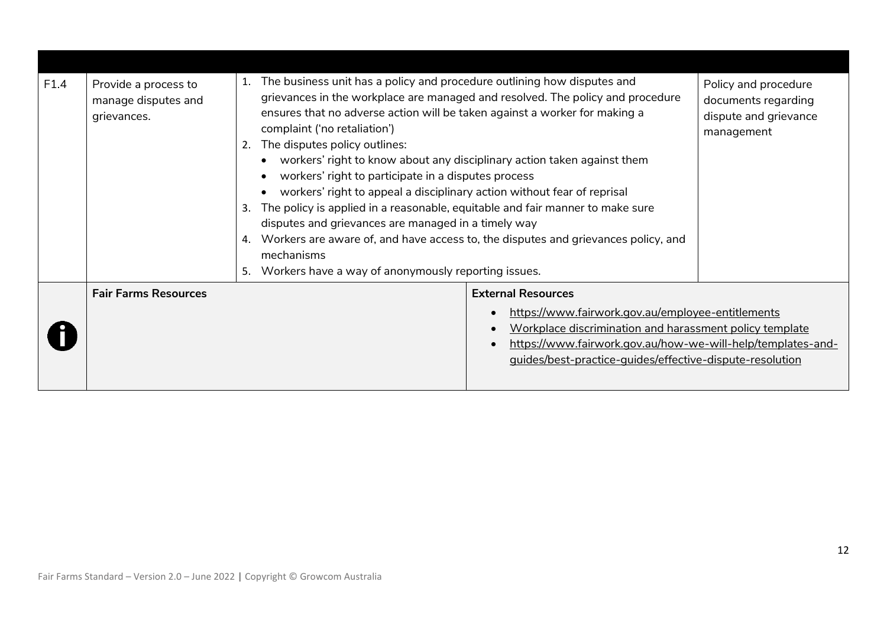| | | | |
|---|---|---|---|
| F1.4 | Provide a process to manage disputes and grievances. | 1. The business unit has a policy and procedure outlining how disputes and grievances in the workplace are managed and resolved. The policy and procedure ensures that no adverse action will be taken against a worker for making a complaint ('no retaliation')<br>2. The disputes policy outlines:<br>• workers' right to know about any disciplinary action taken against them<br>• workers' right to participate in a disputes process<br>• workers' right to appeal a disciplinary action without fear of reprisal<br>3. The policy is applied in a reasonable, equitable and fair manner to make sure disputes and grievances are managed in a timely way<br>4. Workers are aware of, and have access to, the disputes and grievances policy, and mechanisms<br>5. Workers have a way of anonymously reporting issues. | Policy and procedure documents regarding dispute and grievance management |
| | **Fair Farms Resources** | **External Resources**<br>• https://www.fairwork.gov.au/employee-entitlements<br>• Workplace discrimination and harassment policy template<br>• https://www.fairwork.gov.au/how-we-will-help/templates-and-guides/best-practice-guides/effective-dispute-resolution | |

Fair Farms Standard – Version 2.0 – June 2022 | Copyright © Growcom Australia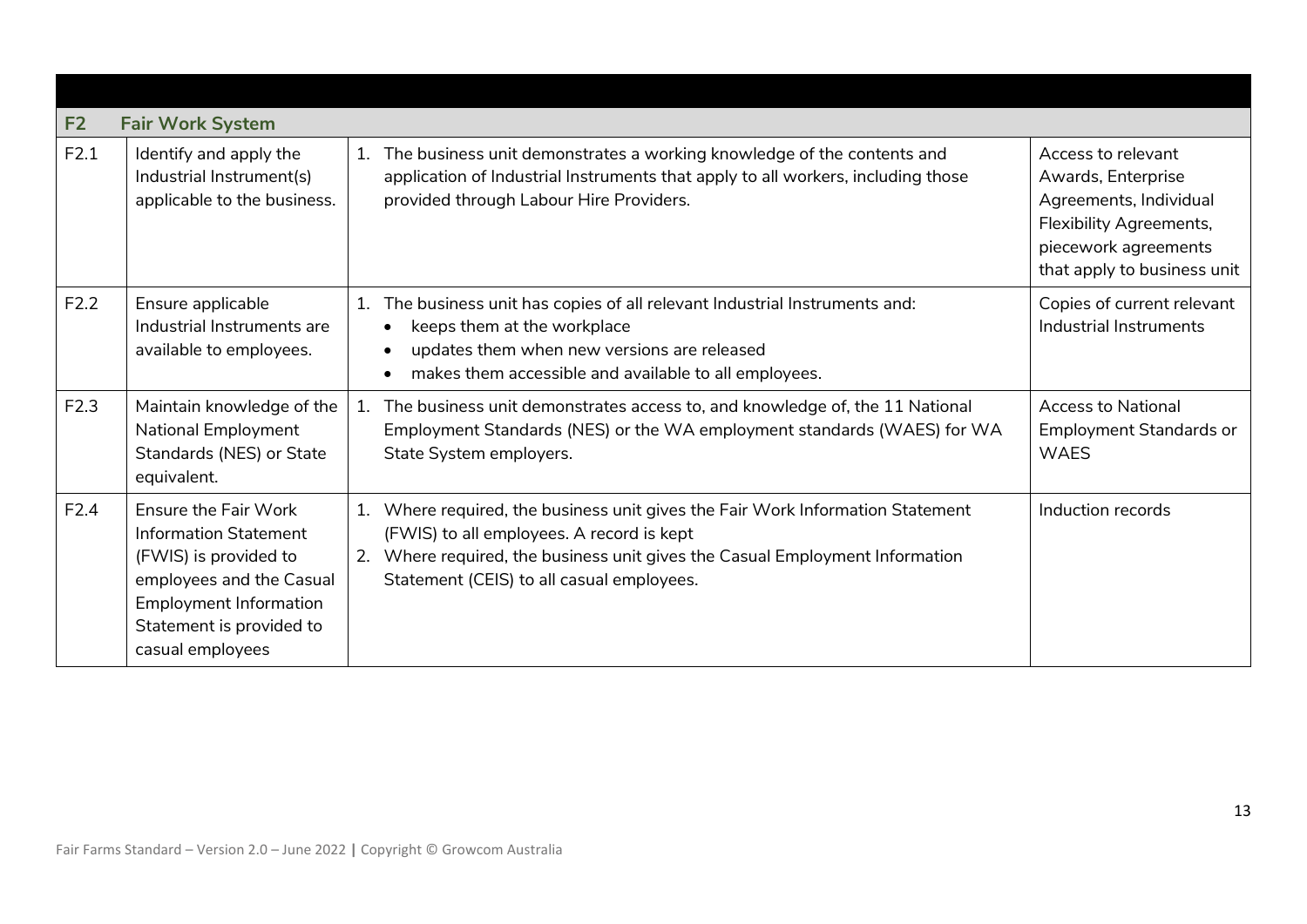| | | | |
|---|---|---|---|
| **F2** | **Fair Work System** | | |
| F2.1 | Identify and apply the Industrial Instrument(s) applicable to the business. | 1. The business unit demonstrates a working knowledge of the contents and application of Industrial Instruments that apply to all workers, including those provided through Labour Hire Providers. | Access to relevant Awards, Enterprise Agreements, Individual Flexibility Agreements, piecework agreements that apply to business unit |
| F2.2 | Ensure applicable Industrial Instruments are available to employees. | 1. The business unit has copies of all relevant Industrial Instruments and:<br>• keeps them at the workplace<br>• updates them when new versions are released<br>• makes them accessible and available to all employees. | Copies of current relevant Industrial Instruments |
| F2.3 | Maintain knowledge of the National Employment Standards (NES) or State equivalent. | 1. The business unit demonstrates access to, and knowledge of, the 11 National Employment Standards (NES) or the WA employment standards (WAES) for WA State System employers. | Access to National Employment Standards or WAES |
| F2.4 | Ensure the Fair Work Information Statement (FWIS) is provided to employees and the Casual Employment Information Statement is provided to casual employees | 1. Where required, the business unit gives the Fair Work Information Statement (FWIS) to all employees. A record is kept<br>2. Where required, the business unit gives the Casual Employment Information Statement (CEIS) to all casual employees. | Induction records |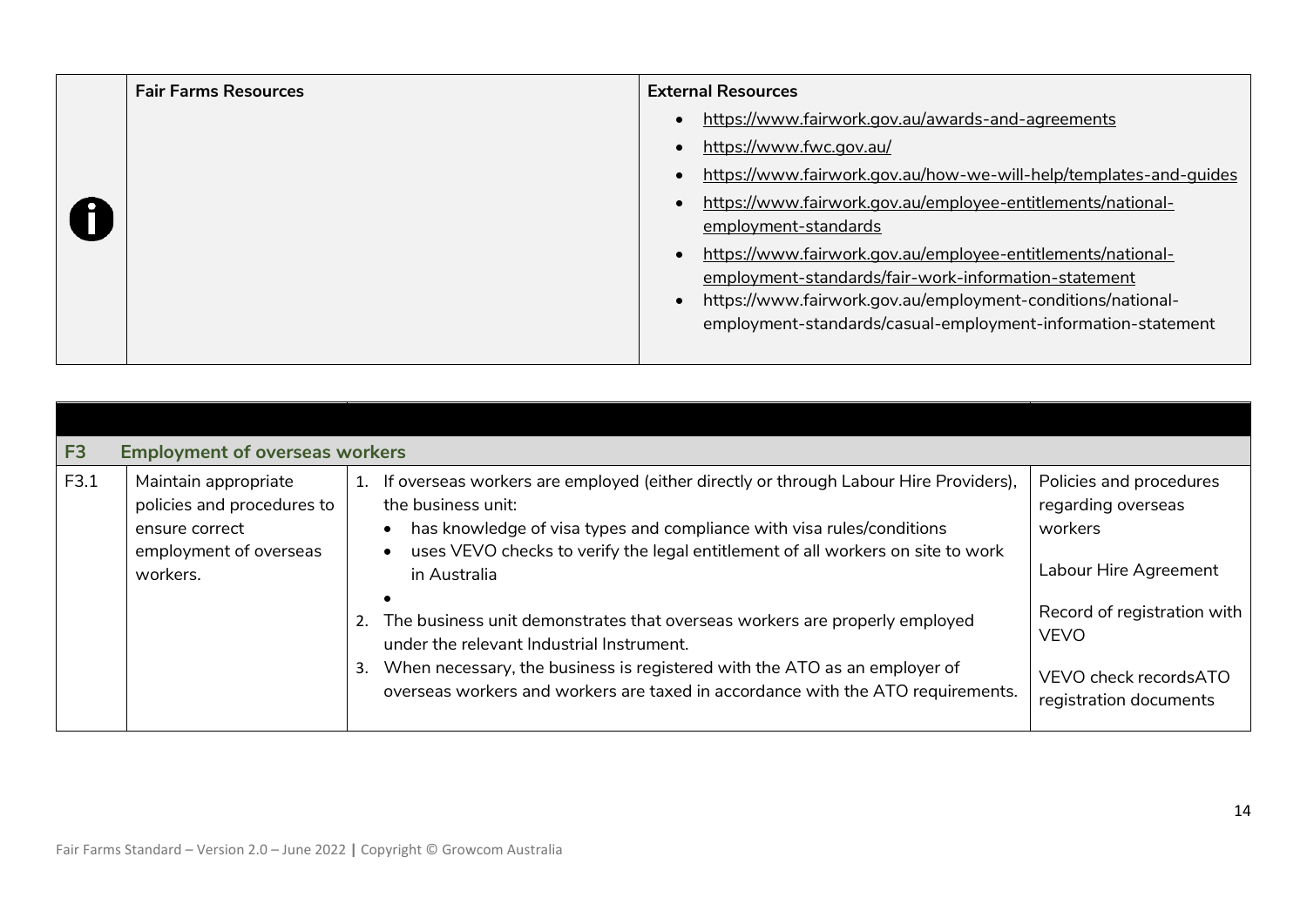| | Fair Farms Resources | External Resources |
|---|---|---|
| | | • https://www.fairwork.gov.au/awards-and-agreements<br>• https://www.fwc.gov.au/<br>• https://www.fairwork.gov.au/how-we-will-help/templates-and-guides<br>• https://www.fairwork.gov.au/employee-entitlements/national-employment-standards<br>• https://www.fairwork.gov.au/employee-entitlements/national-employment-standards/fair-work-information-statement<br>• https://www.fairwork.gov.au/employment-conditions/national-employment-standards/casual-employment-information-statement |

| | | | |
|---|---|---|---|
| **F3** | **Employment of overseas workers** | | |
| F3.1 | Maintain appropriate policies and procedures to ensure correct employment of overseas workers. | 1. If overseas workers are employed (either directly or through Labour Hire Providers), the business unit:<br>• has knowledge of visa types and compliance with visa rules/conditions<br>• uses VEVO checks to verify the legal entitlement of all workers on site to work in Australia<br>•<br>2. The business unit demonstrates that overseas workers are properly employed under the relevant Industrial Instrument.<br>3. When necessary, the business is registered with the ATO as an employer of overseas workers and workers are taxed in accordance with the ATO requirements. | Policies and procedures regarding overseas workers<br><br>Labour Hire Agreement<br><br>Record of registration with VEVO<br><br>VEVO check recordsATO registration documents |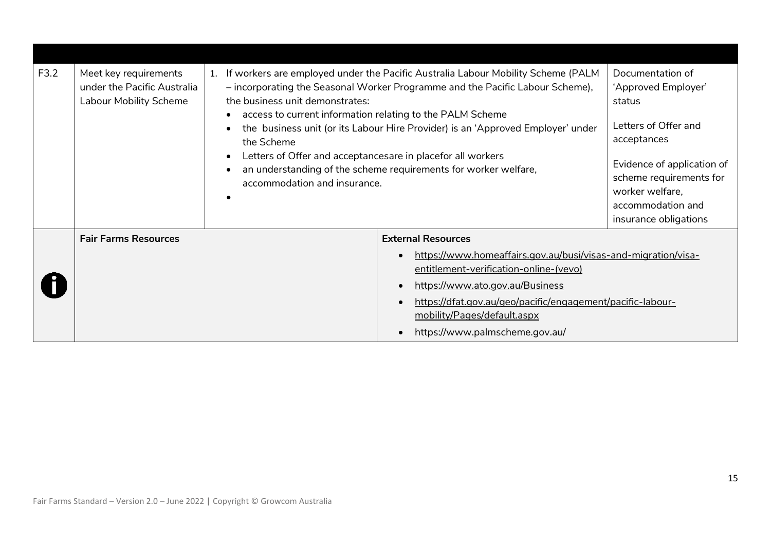| | | | |
|---|---|---|---|
| F3.2 | Meet key requirements under the Pacific Australia Labour Mobility Scheme | 1. If workers are employed under the Pacific Australia Labour Mobility Scheme (PALM – incorporating the Seasonal Worker Programme and the Pacific Labour Scheme), the business unit demonstrates:<br>• access to current information relating to the PALM Scheme<br>• the business unit (or its Labour Hire Provider) is an 'Approved Employer' under the Scheme<br>• Letters of Offer and acceptancesare in placefor all workers<br>• an understanding of the scheme requirements for worker welfare, accommodation and insurance.<br>• | Documentation of 'Approved Employer' status<br><br>Letters of Offer and acceptances<br><br>Evidence of application of scheme requirements for worker welfare, accommodation and insurance obligations |

| | Fair Farms Resources | External Resources |
|---|---|---|
| i | | • https://www.homeaffairs.gov.au/busi/visas-and-migration/visa-entitlement-verification-online-(vevo)<br>• https://www.ato.gov.au/Business<br>• https://dfat.gov.au/geo/pacific/engagement/pacific-labour-mobility/Pages/default.aspx<br>• https://www.palmscheme.gov.au/ |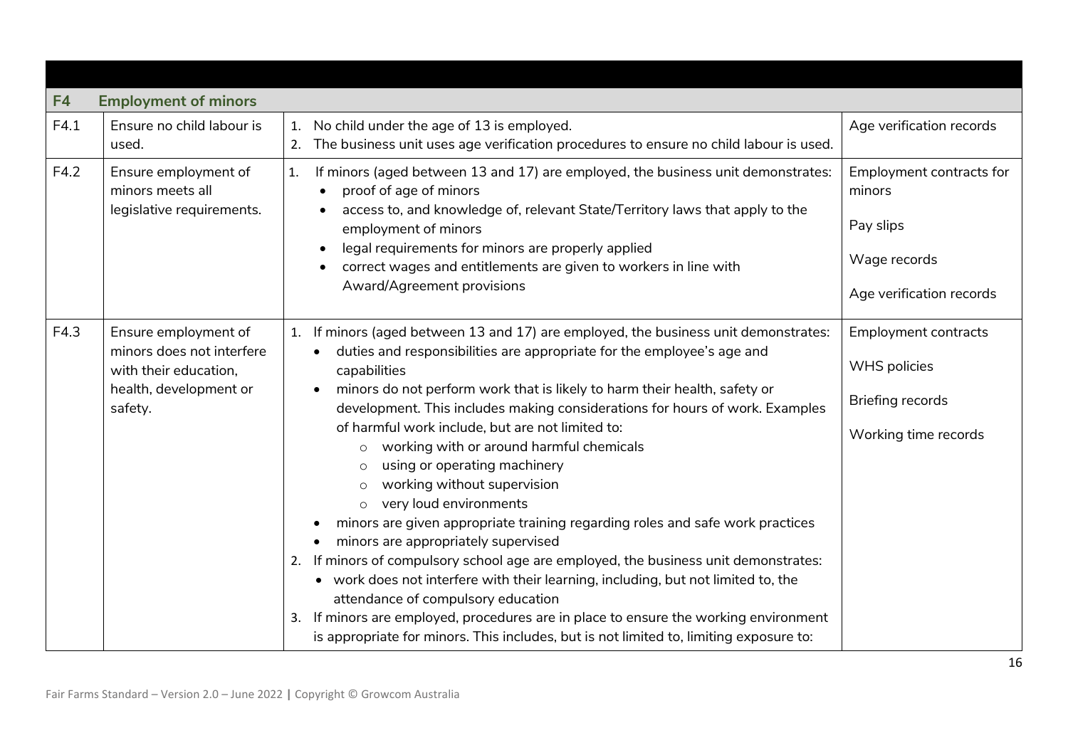| | | | |
|---|---|---|---|
| **F4** | **Employment of minors** | | |
| F4.1 | Ensure no child labour is used. | 1. No child under the age of 13 is employed.<br>2. The business unit uses age verification procedures to ensure no child labour is used. | Age verification records |
| F4.2 | Ensure employment of minors meets all legislative requirements. | 1. If minors (aged between 13 and 17) are employed, the business unit demonstrates:<br>• proof of age of minors<br>• access to, and knowledge of, relevant State/Territory laws that apply to the employment of minors<br>• legal requirements for minors are properly applied<br>• correct wages and entitlements are given to workers in line with Award/Agreement provisions | Employment contracts for minors<br><br>Pay slips<br><br>Wage records<br><br>Age verification records |
| F4.3 | Ensure employment of minors does not interfere with their education, health, development or safety. | 1. If minors (aged between 13 and 17) are employed, the business unit demonstrates:<br>• duties and responsibilities are appropriate for the employee's age and capabilities<br>• minors do not perform work that is likely to harm their health, safety or development. This includes making considerations for hours of work. Examples of harmful work include, but are not limited to:<br>  ○ working with or around harmful chemicals<br>  ○ using or operating machinery<br>  ○ working without supervision<br>  ○ very loud environments<br>• minors are given appropriate training regarding roles and safe work practices<br>• minors are appropriately supervised<br>2. If minors of compulsory school age are employed, the business unit demonstrates:<br>• work does not interfere with their learning, including, but not limited to, the attendance of compulsory education<br>3. If minors are employed, procedures are in place to ensure the working environment is appropriate for minors. This includes, but is not limited to, limiting exposure to: | Employment contracts<br><br>WHS policies<br><br>Briefing records<br><br>Working time records |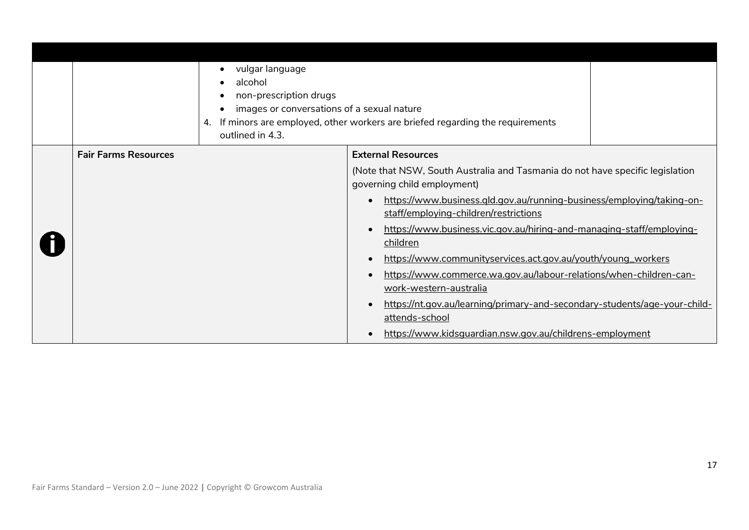| | | | |
|---|---|---|---|
| | | • vulgar language<br>• alcohol<br>• non-prescription drugs<br>• images or conversations of a sexual nature<br>4. If minors are employed, other workers are briefed regarding the requirements outlined in 4.3. | |
| | **Fair Farms Resources** | **External Resources**<br>(Note that NSW, South Australia and Tasmania do not have specific legislation governing child employment)<br>• https://www.business.qld.gov.au/running-business/employing/taking-on-staff/employing-children/restrictions<br>• https://www.business.vic.gov.au/hiring-and-managing-staff/employing-children<br>• https://www.communityservices.act.gov.au/youth/young_workers<br>• https://www.commerce.wa.gov.au/labour-relations/when-children-can-work-western-australia<br>• https://nt.gov.au/learning/primary-and-secondary-students/age-your-child-attends-school<br>• https://www.kidsguardian.nsw.gov.au/childrens-employment | |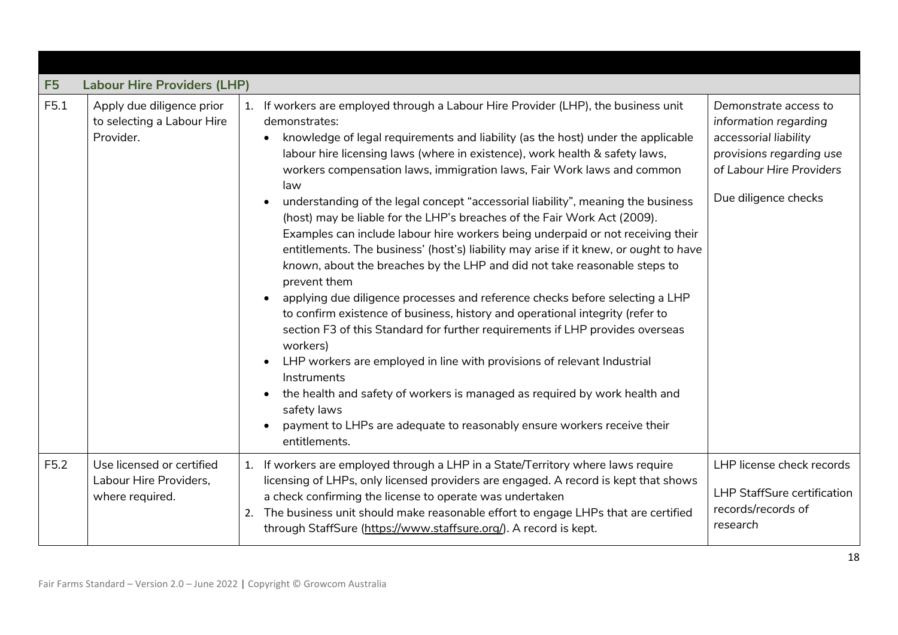| F5 | Labour Hire Providers (LHP) | | |
|---|---|---|---|
| F5.1 | Apply due diligence prior to selecting a Labour Hire Provider. | 1. If workers are employed through a Labour Hire Provider (LHP), the business unit demonstrates:<br>• knowledge of legal requirements and liability (as the host) under the applicable labour hire licensing laws (where in existence), work health & safety laws, workers compensation laws, immigration laws, Fair Work laws and common law<br>• understanding of the legal concept "accessorial liability", meaning the business (host) may be liable for the LHP's breaches of the Fair Work Act (2009). Examples can include labour hire workers being underpaid or not receiving their entitlements. The business' (host's) liability may arise if it knew, *or ought to have known*, about the breaches by the LHP and did not take reasonable steps to prevent them<br>• applying due diligence processes and reference checks before selecting a LHP to confirm existence of business, history and operational integrity (refer to section F3 of this Standard for further requirements if LHP provides overseas workers)<br>• LHP workers are employed in line with provisions of relevant Industrial Instruments<br>• the health and safety of workers is managed as required by work health and safety laws<br>• payment to LHPs are adequate to reasonably ensure workers receive their entitlements. | *Demonstrate access to information regarding accessorial liability provisions regarding use of Labour Hire Providers*<br><br>Due diligence checks |
| F5.2 | Use licensed or certified Labour Hire Providers, where required. | 1. If workers are employed through a LHP in a State/Territory where laws require licensing of LHPs, only licensed providers are engaged. A record is kept that shows a check confirming the license to operate was undertaken<br>2. The business unit should make reasonable effort to engage LHPs that are certified through StaffSure (https://www.staffsure.org/). A record is kept. | LHP license check records<br><br>LHP StaffSure certification records/records of research |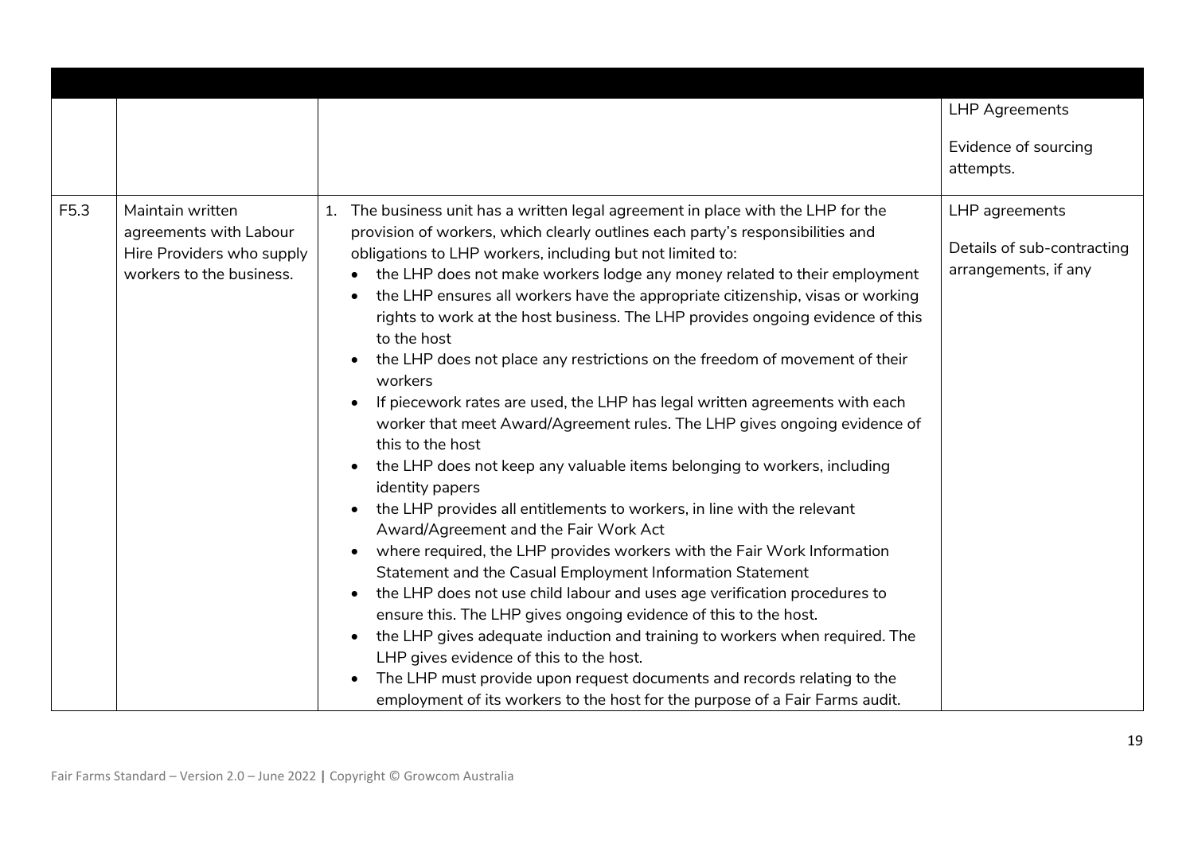| | | | |
|---|---|---|---|
| | | | LHP Agreements<br><br>Evidence of sourcing attempts. |
| F5.3 | Maintain written agreements with Labour Hire Providers who supply workers to the business. | 1. The business unit has a written legal agreement in place with the LHP for the provision of workers, which clearly outlines each party's responsibilities and obligations to LHP workers, including but not limited to:<br>• the LHP does not make workers lodge any money related to their employment<br>• the LHP ensures all workers have the appropriate citizenship, visas or working rights to work at the host business. The LHP provides ongoing evidence of this to the host<br>• the LHP does not place any restrictions on the freedom of movement of their workers<br>• If piecework rates are used, the LHP has legal written agreements with each worker that meet Award/Agreement rules. The LHP gives ongoing evidence of this to the host<br>• the LHP does not keep any valuable items belonging to workers, including identity papers<br>• the LHP provides all entitlements to workers, in line with the relevant Award/Agreement and the Fair Work Act<br>• where required, the LHP provides workers with the Fair Work Information Statement and the Casual Employment Information Statement<br>• the LHP does not use child labour and uses age verification procedures to ensure this. The LHP gives ongoing evidence of this to the host.<br>• the LHP gives adequate induction and training to workers when required. The LHP gives evidence of this to the host.<br>• The LHP must provide upon request documents and records relating to the employment of its workers to the host for the purpose of a Fair Farms audit. | LHP agreements<br><br>Details of sub-contracting arrangements, if any |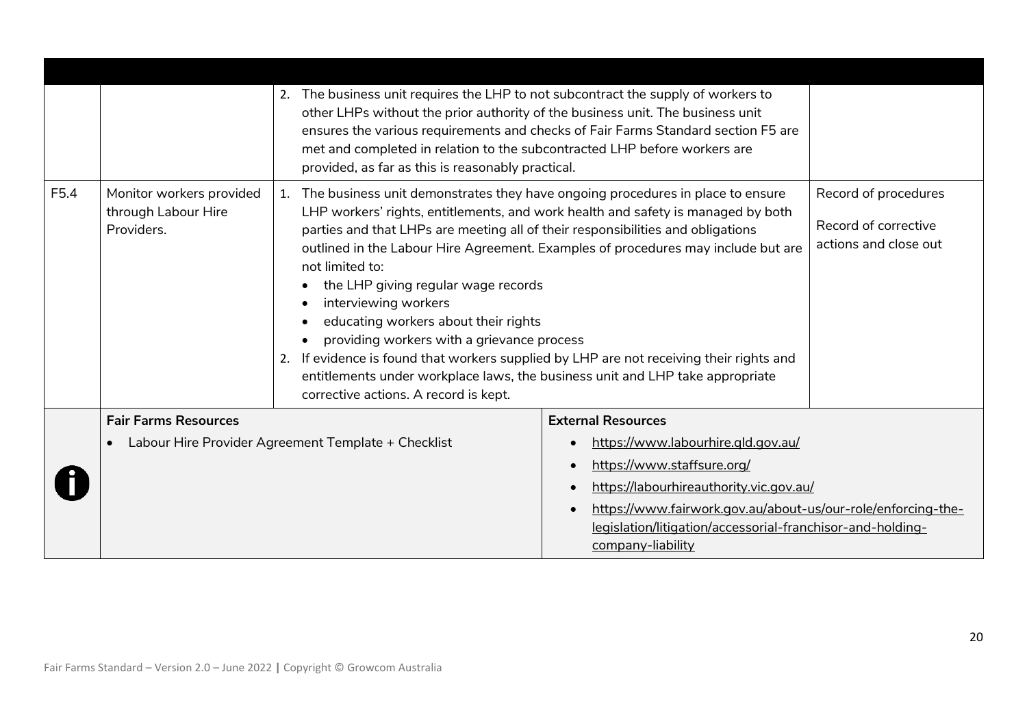| | | | |
|---|---|---|---|
| | | 2. The business unit requires the LHP to not subcontract the supply of workers to other LHPs without the prior authority of the business unit. The business unit ensures the various requirements and checks of Fair Farms Standard section F5 are met and completed in relation to the subcontracted LHP before workers are provided, as far as this is reasonably practical. | |
| F5.4 | Monitor workers provided through Labour Hire Providers. | 1. The business unit demonstrates they have ongoing procedures in place to ensure LHP workers' rights, entitlements, and work health and safety is managed by both parties and that LHPs are meeting all of their responsibilities and obligations outlined in the Labour Hire Agreement. Examples of procedures may include but are not limited to:<br>• the LHP giving regular wage records<br>• interviewing workers<br>• educating workers about their rights<br>• providing workers with a grievance process<br>2. If evidence is found that workers supplied by LHP are not receiving their rights and entitlements under workplace laws, the business unit and LHP take appropriate corrective actions. A record is kept. | Record of procedures<br><br>Record of corrective actions and close out |

| | **Fair Farms Resources** | **External Resources** |
|---|---|---|
| i | • Labour Hire Provider Agreement Template + Checklist | • https://www.labourhire.qld.gov.au/<br>• https://www.staffsure.org/<br>• https://labourhireauthority.vic.gov.au/<br>• https://www.fairwork.gov.au/about-us/our-role/enforcing-the-legislation/litigation/accessorial-franchisor-and-holding-company-liability |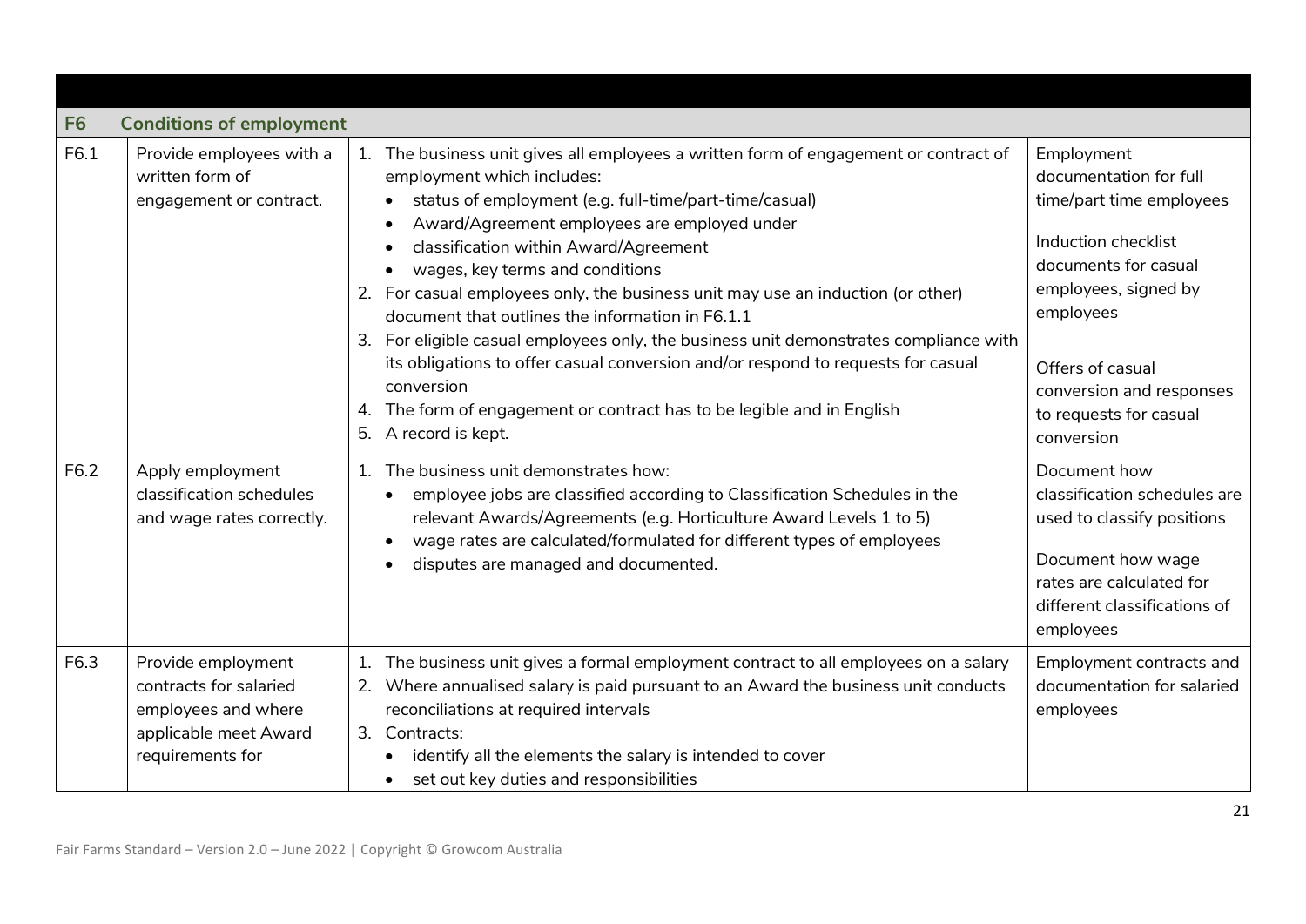| F6 | Conditions of employment | | |
|---|---|---|---|
| F6.1 | Provide employees with a written form of engagement or contract. | 1. The business unit gives all employees a written form of engagement or contract of employment which includes:<br>• status of employment (e.g. full-time/part-time/casual)<br>• Award/Agreement employees are employed under<br>• classification within Award/Agreement<br>• wages, key terms and conditions<br>2. For casual employees only, the business unit may use an induction (or other) document that outlines the information in F6.1.1<br>3. For eligible casual employees only, the business unit demonstrates compliance with its obligations to offer casual conversion and/or respond to requests for casual conversion<br>4. The form of engagement or contract has to be legible and in English<br>5. A record is kept. | Employment documentation for full time/part time employees<br><br>Induction checklist documents for casual employees, signed by employees<br><br>Offers of casual conversion and responses to requests for casual conversion |
| F6.2 | Apply employment classification schedules and wage rates correctly. | 1. The business unit demonstrates how:<br>• employee jobs are classified according to Classification Schedules in the relevant Awards/Agreements (e.g. Horticulture Award Levels 1 to 5)<br>• wage rates are calculated/formulated for different types of employees<br>• disputes are managed and documented. | Document how classification schedules are used to classify positions<br><br>Document how wage rates are calculated for different classifications of employees |
| F6.3 | Provide employment contracts for salaried employees and where applicable meet Award requirements for | 1. The business unit gives a formal employment contract to all employees on a salary<br>2. Where annualised salary is paid pursuant to an Award the business unit conducts reconciliations at required intervals<br>3. Contracts:<br>• identify all the elements the salary is intended to cover<br>• set out key duties and responsibilities | Employment contracts and documentation for salaried employees |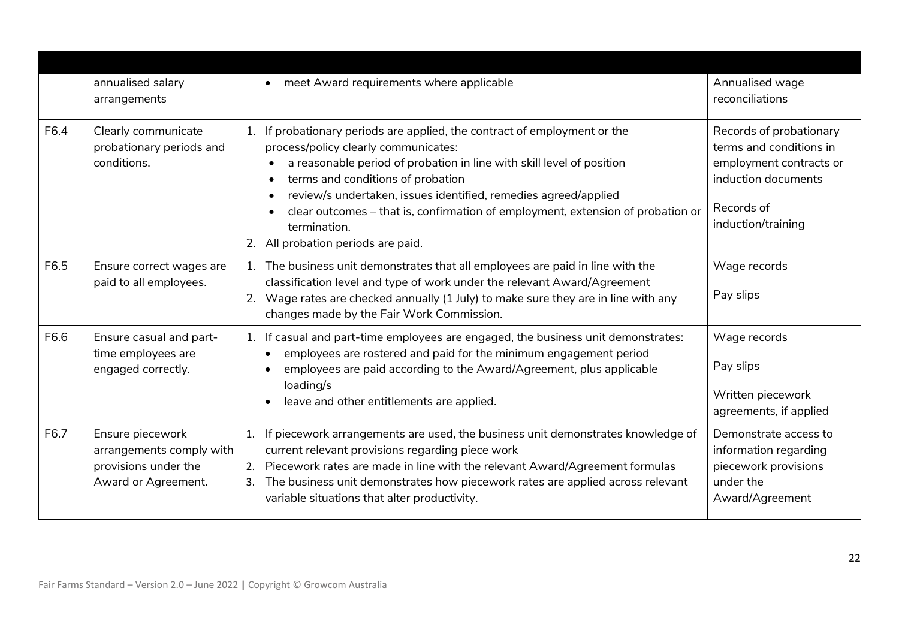| | | | |
|---|---|---|---|
| | annualised salary arrangements | • meet Award requirements where applicable | Annualised wage reconciliations |
| F6.4 | Clearly communicate probationary periods and conditions. | 1. If probationary periods are applied, the contract of employment or the process/policy clearly communicates:<br>• a reasonable period of probation in line with skill level of position<br>• terms and conditions of probation<br>• review/s undertaken, issues identified, remedies agreed/applied<br>• clear outcomes – that is, confirmation of employment, extension of probation or termination.<br>2. All probation periods are paid. | Records of probationary terms and conditions in employment contracts or induction documents<br><br>Records of induction/training |
| F6.5 | Ensure correct wages are paid to all employees. | 1. The business unit demonstrates that all employees are paid in line with the classification level and type of work under the relevant Award/Agreement<br>2. Wage rates are checked annually (1 July) to make sure they are in line with any changes made by the Fair Work Commission. | Wage records<br><br>Pay slips |
| F6.6 | Ensure casual and part-time employees are engaged correctly. | 1. If casual and part-time employees are engaged, the business unit demonstrates:<br>• employees are rostered and paid for the minimum engagement period<br>• employees are paid according to the Award/Agreement, plus applicable loading/s<br>• leave and other entitlements are applied. | Wage records<br><br>Pay slips<br><br>Written piecework agreements, if applied |
| F6.7 | Ensure piecework arrangements comply with provisions under the Award or Agreement. | 1. If piecework arrangements are used, the business unit demonstrates knowledge of current relevant provisions regarding piece work<br>2. Piecework rates are made in line with the relevant Award/Agreement formulas<br>3. The business unit demonstrates how piecework rates are applied across relevant variable situations that alter productivity. | Demonstrate access to information regarding piecework provisions under the Award/Agreement |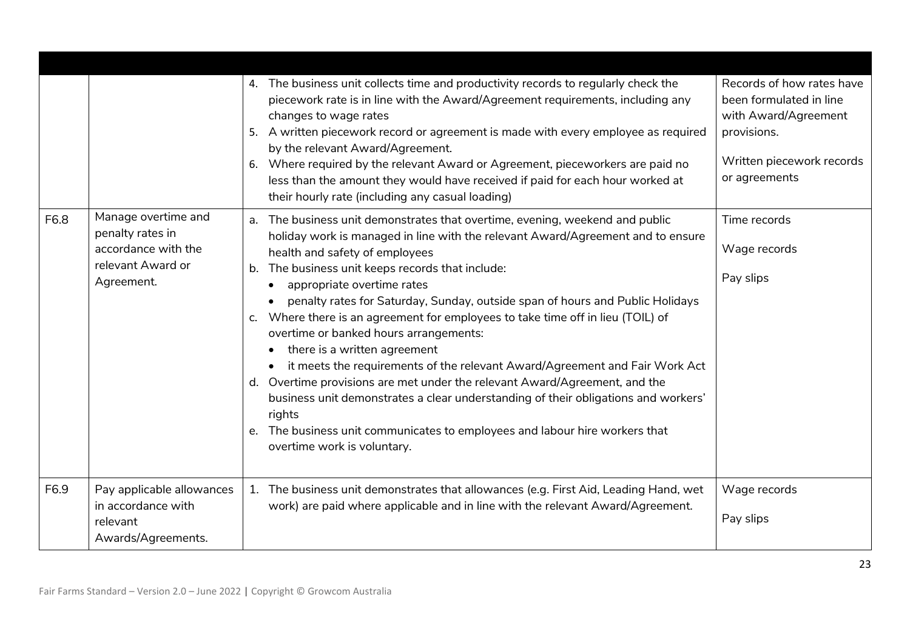| | | | |
|---|---|---|---|
| | | 4. The business unit collects time and productivity records to regularly check the piecework rate is in line with the Award/Agreement requirements, including any changes to wage rates<br>5. A written piecework record or agreement is made with every employee as required by the relevant Award/Agreement.<br>6. Where required by the relevant Award or Agreement, pieceworkers are paid no less than the amount they would have received if paid for each hour worked at their hourly rate (including any casual loading) | Records of how rates have been formulated in line with Award/Agreement provisions.<br><br>Written piecework records or agreements |
| F6.8 | Manage overtime and penalty rates in accordance with the relevant Award or Agreement. | a. The business unit demonstrates that overtime, evening, weekend and public holiday work is managed in line with the relevant Award/Agreement and to ensure health and safety of employees<br>b. The business unit keeps records that include:<br>• appropriate overtime rates<br>• penalty rates for Saturday, Sunday, outside span of hours and Public Holidays<br>c. Where there is an agreement for employees to take time off in lieu (TOIL) of overtime or banked hours arrangements:<br>• there is a written agreement<br>• it meets the requirements of the relevant Award/Agreement and Fair Work Act<br>d. Overtime provisions are met under the relevant Award/Agreement, and the business unit demonstrates a clear understanding of their obligations and workers' rights<br>e. The business unit communicates to employees and labour hire workers that overtime work is voluntary. | Time records<br><br>Wage records<br><br>Pay slips |
| F6.9 | Pay applicable allowances in accordance with relevant Awards/Agreements. | 1. The business unit demonstrates that allowances (e.g. First Aid, Leading Hand, wet work) are paid where applicable and in line with the relevant Award/Agreement. | Wage records<br><br>Pay slips |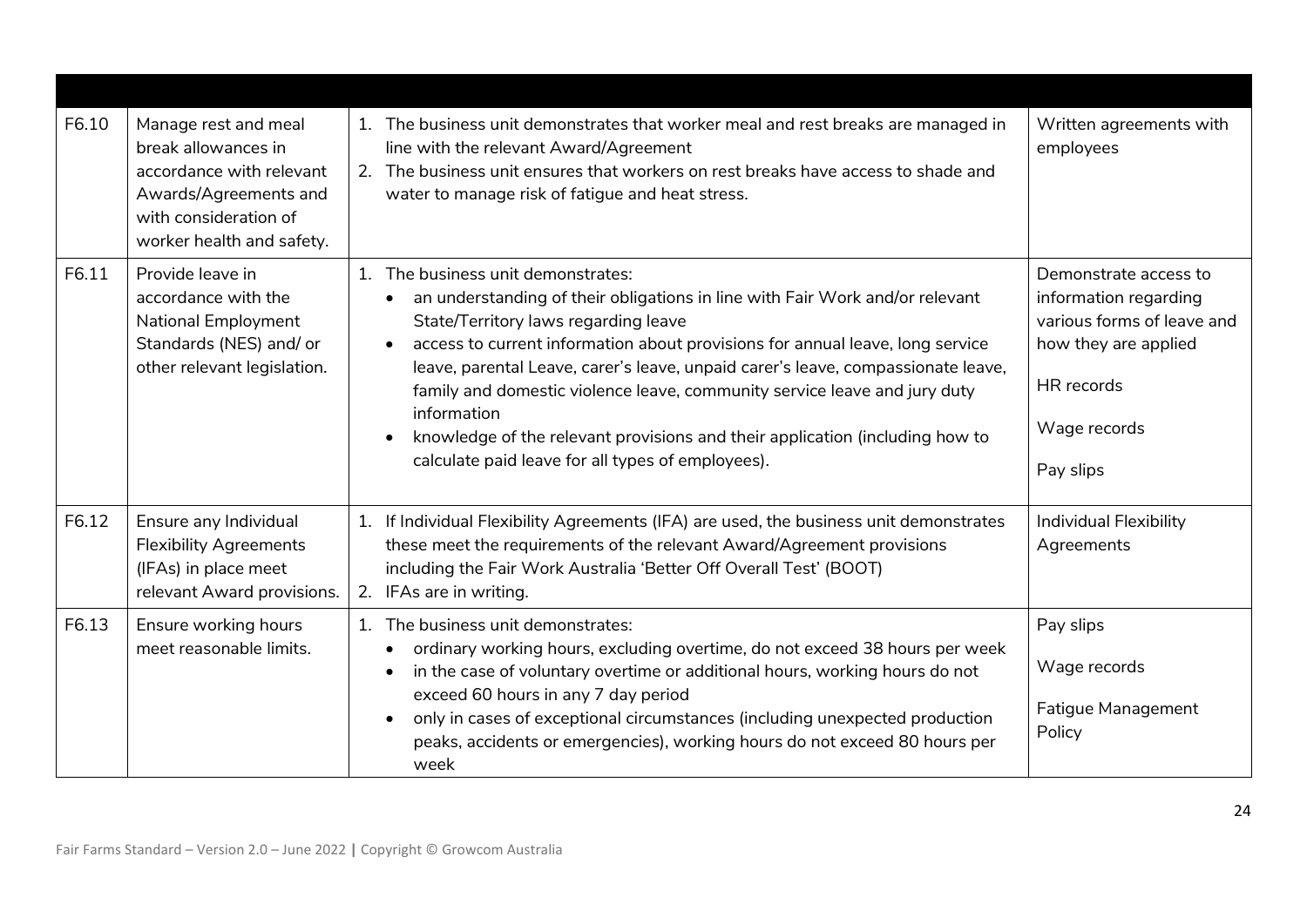| | | | |
|---|---|---|---|
| F6.10 | Manage rest and meal break allowances in accordance with relevant Awards/Agreements and with consideration of worker health and safety. | 1. The business unit demonstrates that worker meal and rest breaks are managed in line with the relevant Award/Agreement<br>2. The business unit ensures that workers on rest breaks have access to shade and water to manage risk of fatigue and heat stress. | Written agreements with employees |
| F6.11 | Provide leave in accordance with the National Employment Standards (NES) and/ or other relevant legislation. | 1. The business unit demonstrates:<br>• an understanding of their obligations in line with Fair Work and/or relevant State/Territory laws regarding leave<br>• access to current information about provisions for annual leave, long service leave, parental Leave, carer's leave, unpaid carer's leave, compassionate leave, family and domestic violence leave, community service leave and jury duty information<br>• knowledge of the relevant provisions and their application (including how to calculate paid leave for all types of employees). | Demonstrate access to information regarding various forms of leave and how they are applied<br><br>HR records<br><br>Wage records<br><br>Pay slips |
| F6.12 | Ensure any Individual Flexibility Agreements (IFAs) in place meet relevant Award provisions. | 1. If Individual Flexibility Agreements (IFA) are used, the business unit demonstrates these meet the requirements of the relevant Award/Agreement provisions including the Fair Work Australia 'Better Off Overall Test' (BOOT)<br>2. IFAs are in writing. | Individual Flexibility Agreements |
| F6.13 | Ensure working hours meet reasonable limits. | 1. The business unit demonstrates:<br>• ordinary working hours, excluding overtime, do not exceed 38 hours per week<br>• in the case of voluntary overtime or additional hours, working hours do not exceed 60 hours in any 7 day period<br>• only in cases of exceptional circumstances (including unexpected production peaks, accidents or emergencies), working hours do not exceed 80 hours per week | Pay slips<br><br>Wage records<br><br>Fatigue Management Policy |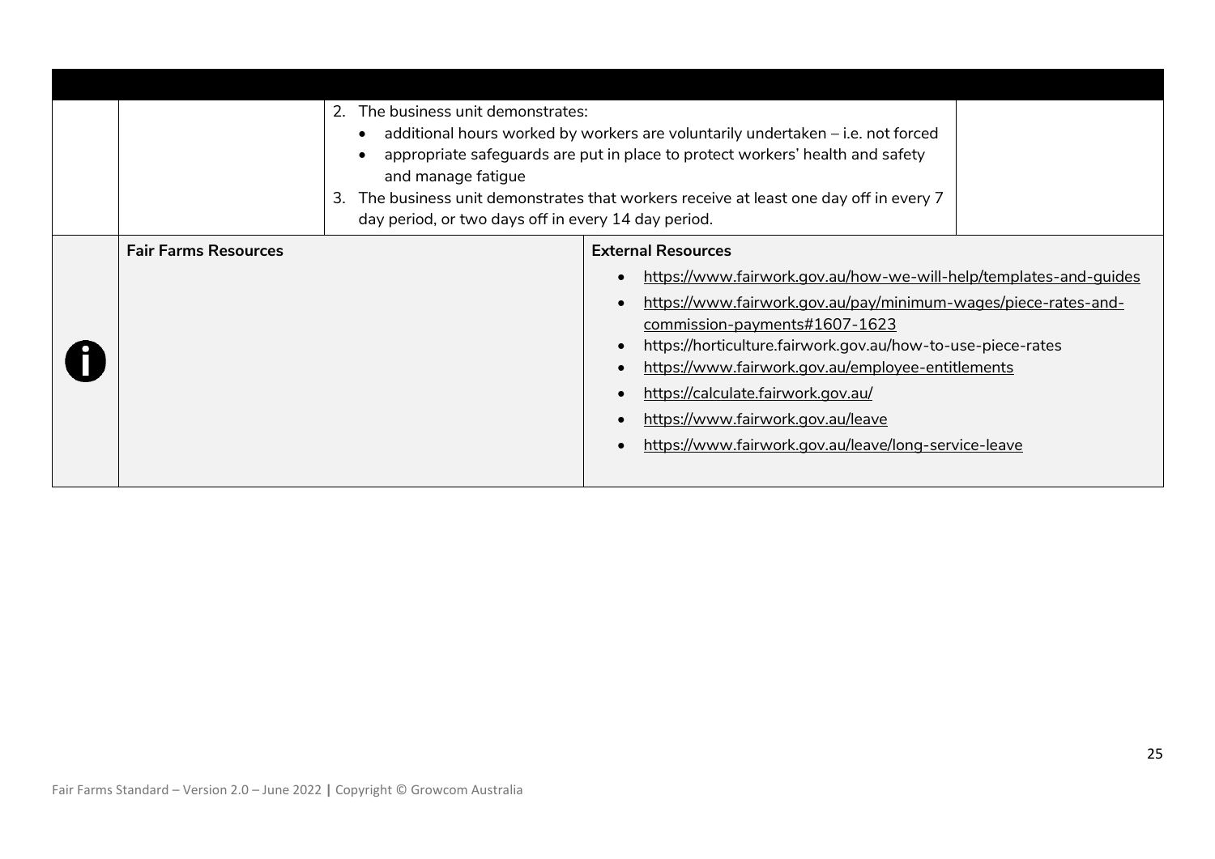| | | | |
|---|---|---|---|
| | | 2. The business unit demonstrates:<br>• additional hours worked by workers are voluntarily undertaken – i.e. not forced<br>• appropriate safeguards are put in place to protect workers' health and safety and manage fatigue<br>3. The business unit demonstrates that workers receive at least one day off in every 7 day period, or two days off in every 14 day period. | |

| | **Fair Farms Resources** | **External Resources** |
|---|---|---|
| i | | • https://www.fairwork.gov.au/how-we-will-help/templates-and-guides<br>• https://www.fairwork.gov.au/pay/minimum-wages/piece-rates-and-commission-payments#1607-1623<br>• https://horticulture.fairwork.gov.au/how-to-use-piece-rates<br>• https://www.fairwork.gov.au/employee-entitlements<br>• https://calculate.fairwork.gov.au/<br>• https://www.fairwork.gov.au/leave<br>• https://www.fairwork.gov.au/leave/long-service-leave |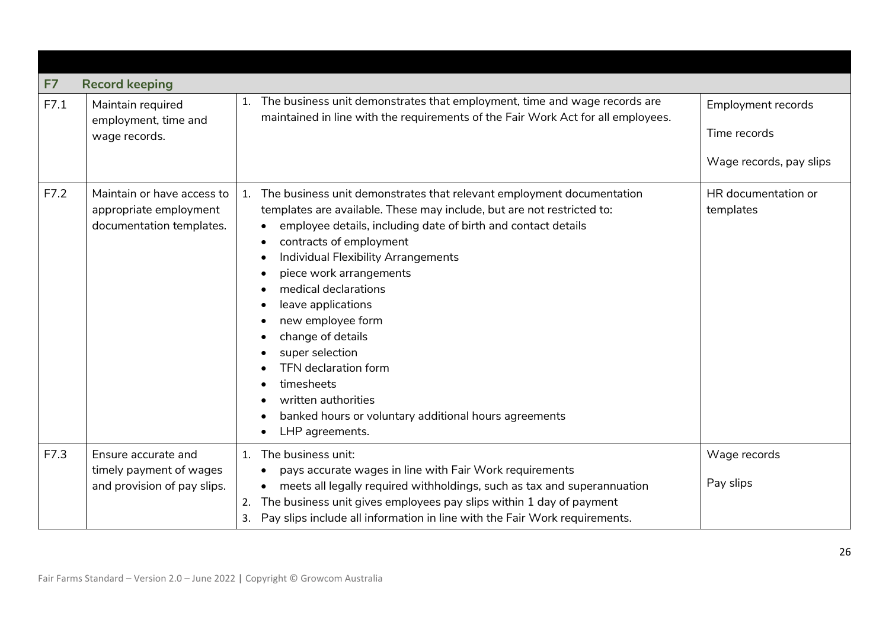| | | | |
|---|---|---|---|
| **F7** | **Record keeping** | | |
| F7.1 | Maintain required employment, time and wage records. | 1. The business unit demonstrates that employment, time and wage records are maintained in line with the requirements of the Fair Work Act for all employees. | Employment records<br><br>Time records<br><br>Wage records, pay slips |
| F7.2 | Maintain or have access to appropriate employment documentation templates. | 1. The business unit demonstrates that relevant employment documentation templates are available. These may include, but are not restricted to:<br>• employee details, including date of birth and contact details<br>• contracts of employment<br>• Individual Flexibility Arrangements<br>• piece work arrangements<br>• medical declarations<br>• leave applications<br>• new employee form<br>• change of details<br>• super selection<br>• TFN declaration form<br>• timesheets<br>• written authorities<br>• banked hours or voluntary additional hours agreements<br>• LHP agreements. | HR documentation or templates |
| F7.3 | Ensure accurate and timely payment of wages and provision of pay slips. | 1. The business unit:<br>• pays accurate wages in line with Fair Work requirements<br>• meets all legally required withholdings, such as tax and superannuation<br>2. The business unit gives employees pay slips within 1 day of payment<br>3. Pay slips include all information in line with the Fair Work requirements. | Wage records<br><br>Pay slips |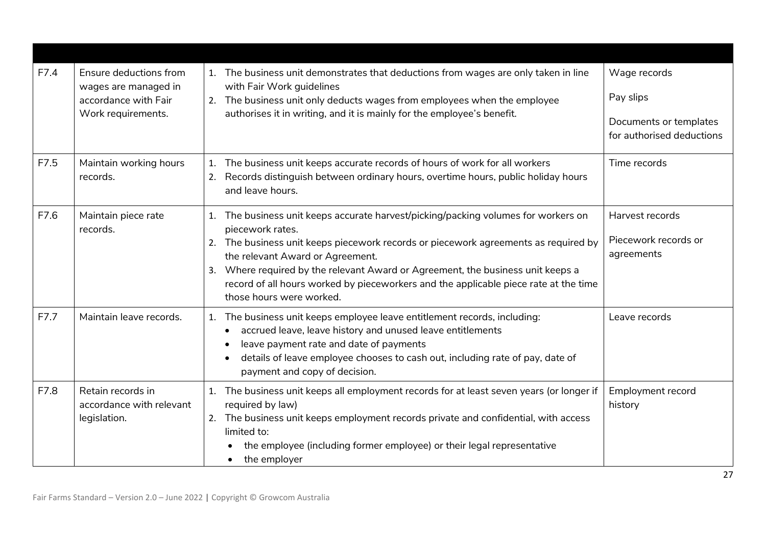| | | | |
|---|---|---|---|
| F7.4 | Ensure deductions from wages are managed in accordance with Fair Work requirements. | 1. The business unit demonstrates that deductions from wages are only taken in line with Fair Work guidelines<br>2. The business unit only deducts wages from employees when the employee authorises it in writing, and it is mainly for the employee's benefit. | Wage records<br><br>Pay slips<br><br>Documents or templates for authorised deductions |
| F7.5 | Maintain working hours records. | 1. The business unit keeps accurate records of hours of work for all workers<br>2. Records distinguish between ordinary hours, overtime hours, public holiday hours and leave hours. | Time records |
| F7.6 | Maintain piece rate records. | 1. The business unit keeps accurate harvest/picking/packing volumes for workers on piecework rates.<br>2. The business unit keeps piecework records or piecework agreements as required by the relevant Award or Agreement.<br>3. Where required by the relevant Award or Agreement, the business unit keeps a record of all hours worked by pieceworkers and the applicable piece rate at the time those hours were worked. | Harvest records<br><br>Piecework records or agreements |
| F7.7 | Maintain leave records. | 1. The business unit keeps employee leave entitlement records, including:<br>• accrued leave, leave history and unused leave entitlements<br>• leave payment rate and date of payments<br>• details of leave employee chooses to cash out, including rate of pay, date of payment and copy of decision. | Leave records |
| F7.8 | Retain records in accordance with relevant legislation. | 1. The business unit keeps all employment records for at least seven years (or longer if required by law)<br>2. The business unit keeps employment records private and confidential, with access limited to:<br>• the employee (including former employee) or their legal representative<br>• the employer | Employment record history |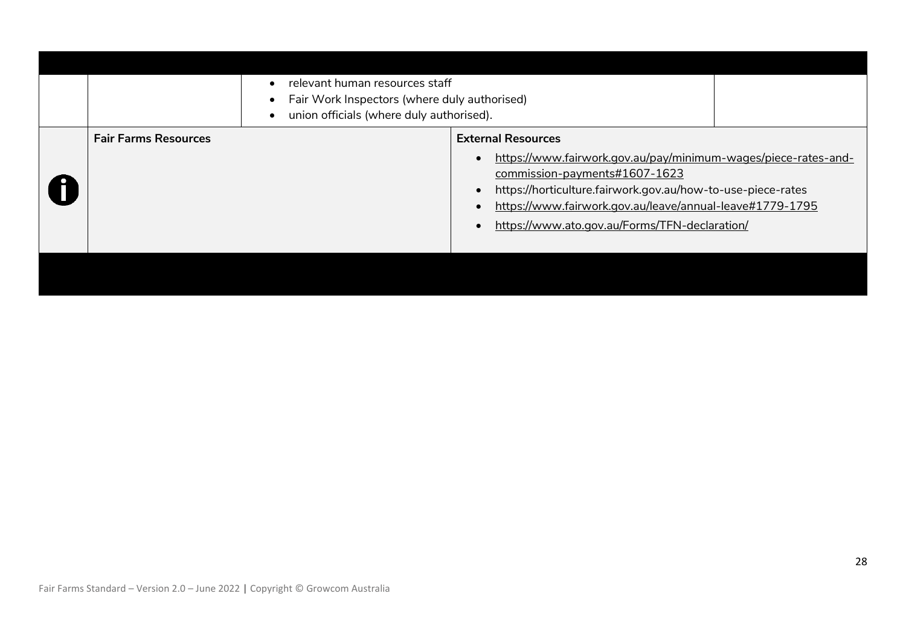| | | | |
|---|---|---|---|
| | | • relevant human resources staff<br>• Fair Work Inspectors (where duly authorised)<br>• union officials (where duly authorised). | |

| | **Fair Farms Resources** | **External Resources** |
|---|---|---|
| ℹ | | • https://www.fairwork.gov.au/pay/minimum-wages/piece-rates-and-commission-payments#1607-1623<br>• https://horticulture.fairwork.gov.au/how-to-use-piece-rates<br>• https://www.fairwork.gov.au/leave/annual-leave#1779-1795<br>• https://www.ato.gov.au/Forms/TFN-declaration/ |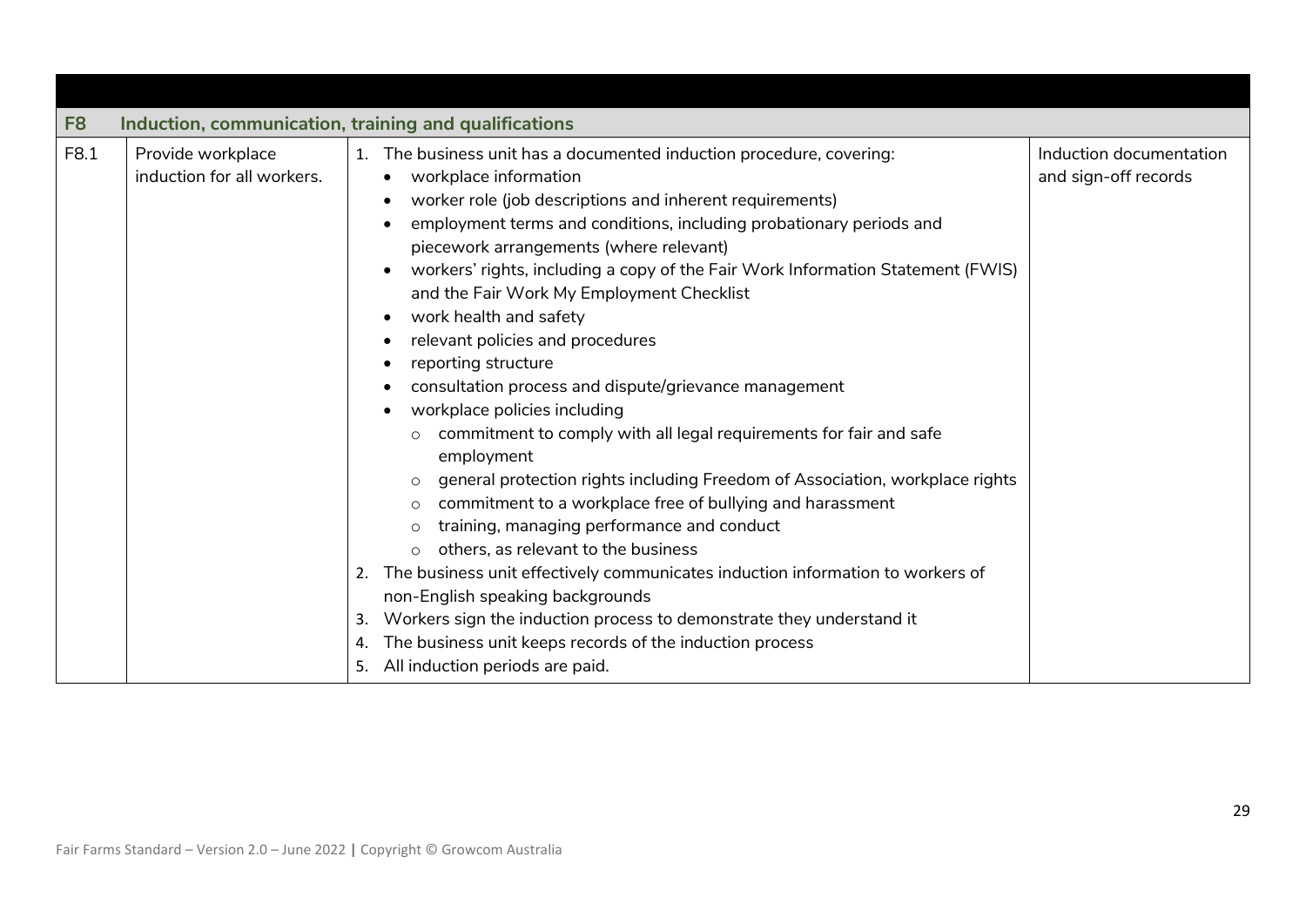| | | | |
|---|---|---|---|
| **F8** | **Induction, communication, training and qualifications** | | |
| F8.1 | Provide workplace induction for all workers. | 1. The business unit has a documented induction procedure, covering:<br>• workplace information<br>• worker role (job descriptions and inherent requirements)<br>• employment terms and conditions, including probationary periods and piecework arrangements (where relevant)<br>• workers' rights, including a copy of the Fair Work Information Statement (FWIS) and the Fair Work My Employment Checklist<br>• work health and safety<br>• relevant policies and procedures<br>• reporting structure<br>• consultation process and dispute/grievance management<br>• workplace policies including<br>&nbsp;&nbsp;○ commitment to comply with all legal requirements for fair and safe employment<br>&nbsp;&nbsp;○ general protection rights including Freedom of Association, workplace rights<br>&nbsp;&nbsp;○ commitment to a workplace free of bullying and harassment<br>&nbsp;&nbsp;○ training, managing performance and conduct<br>&nbsp;&nbsp;○ others, as relevant to the business<br>2. The business unit effectively communicates induction information to workers of non-English speaking backgrounds<br>3. Workers sign the induction process to demonstrate they understand it<br>4. The business unit keeps records of the induction process<br>5. All induction periods are paid. | Induction documentation and sign-off records |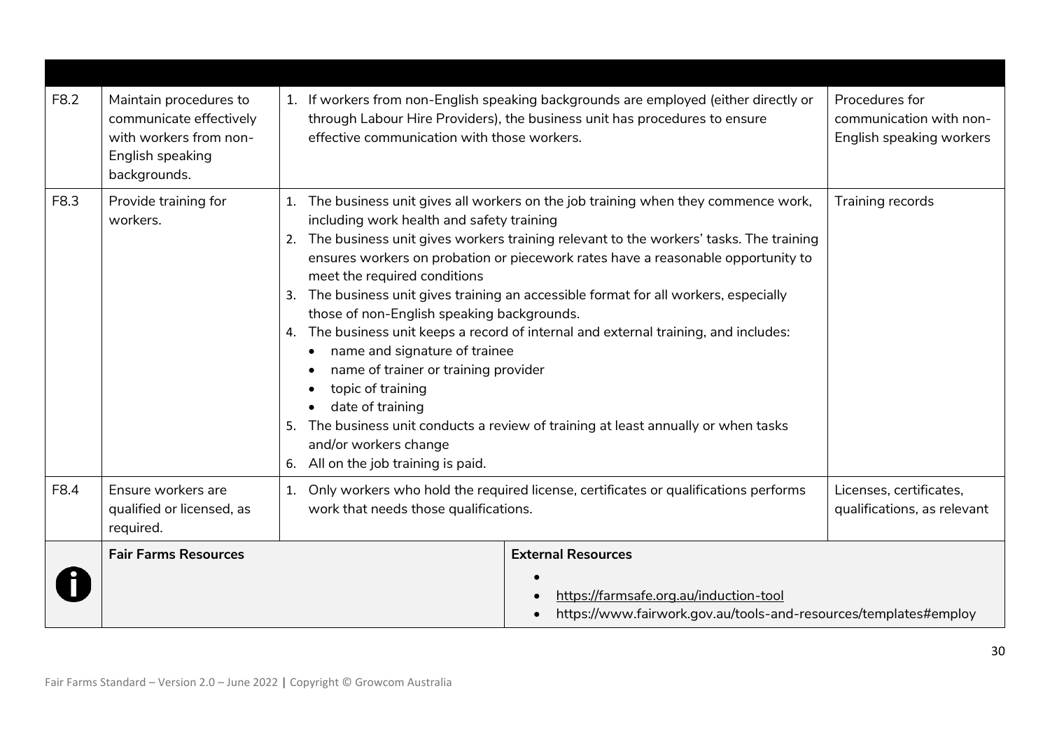| | | | |
|---|---|---|---|
| F8.2 | Maintain procedures to communicate effectively with workers from non-English speaking backgrounds. | 1. If workers from non-English speaking backgrounds are employed (either directly or through Labour Hire Providers), the business unit has procedures to ensure effective communication with those workers. | Procedures for communication with non-English speaking workers |
| F8.3 | Provide training for workers. | 1. The business unit gives all workers on the job training when they commence work, including work health and safety training<br>2. The business unit gives workers training relevant to the workers' tasks. The training ensures workers on probation or piecework rates have a reasonable opportunity to meet the required conditions<br>3. The business unit gives training an accessible format for all workers, especially those of non-English speaking backgrounds.<br>4. The business unit keeps a record of internal and external training, and includes:<br>• name and signature of trainee<br>• name of trainer or training provider<br>• topic of training<br>• date of training<br>5. The business unit conducts a review of training at least annually or when tasks and/or workers change<br>6. All on the job training is paid. | Training records |
| F8.4 | Ensure workers are qualified or licensed, as required. | 1. Only workers who hold the required license, certificates or qualifications performs work that needs those qualifications. | Licenses, certificates, qualifications, as relevant |

| | Fair Farms Resources | External Resources |
|---|---|---|
| | | •<br>• https://farmsafe.org.au/induction-tool<br>• https://www.fairwork.gov.au/tools-and-resources/templates#employ |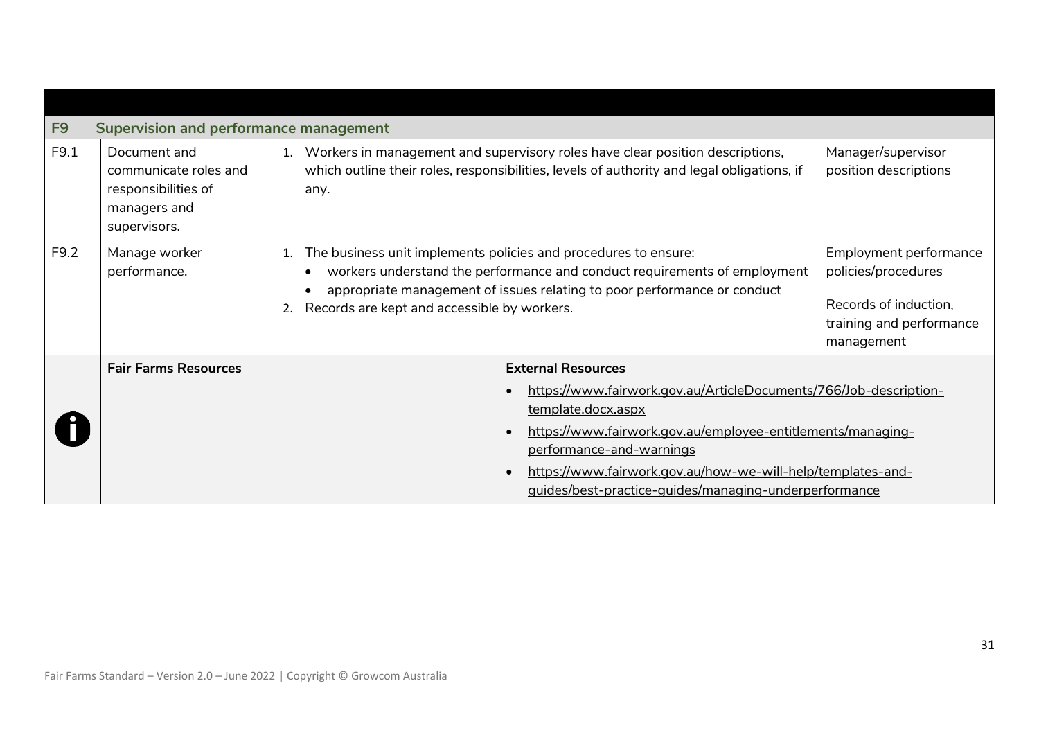| F9 | Supervision and performance management | | |
|---|---|---|---|
| F9.1 | Document and communicate roles and responsibilities of managers and supervisors. | 1. Workers in management and supervisory roles have clear position descriptions, which outline their roles, responsibilities, levels of authority and legal obligations, if any. | Manager/supervisor position descriptions |
| F9.2 | Manage worker performance. | 1. The business unit implements policies and procedures to ensure:<br>• workers understand the performance and conduct requirements of employment<br>• appropriate management of issues relating to poor performance or conduct<br>2. Records are kept and accessible by workers. | Employment performance policies/procedures<br><br>Records of induction, training and performance management |

| Fair Farms Resources | External Resources |
|---|---|
| | • https://www.fairwork.gov.au/ArticleDocuments/766/Job-description-template.docx.aspx<br>• https://www.fairwork.gov.au/employee-entitlements/managing-performance-and-warnings<br>• https://www.fairwork.gov.au/how-we-will-help/templates-and-guides/best-practice-guides/managing-underperformance |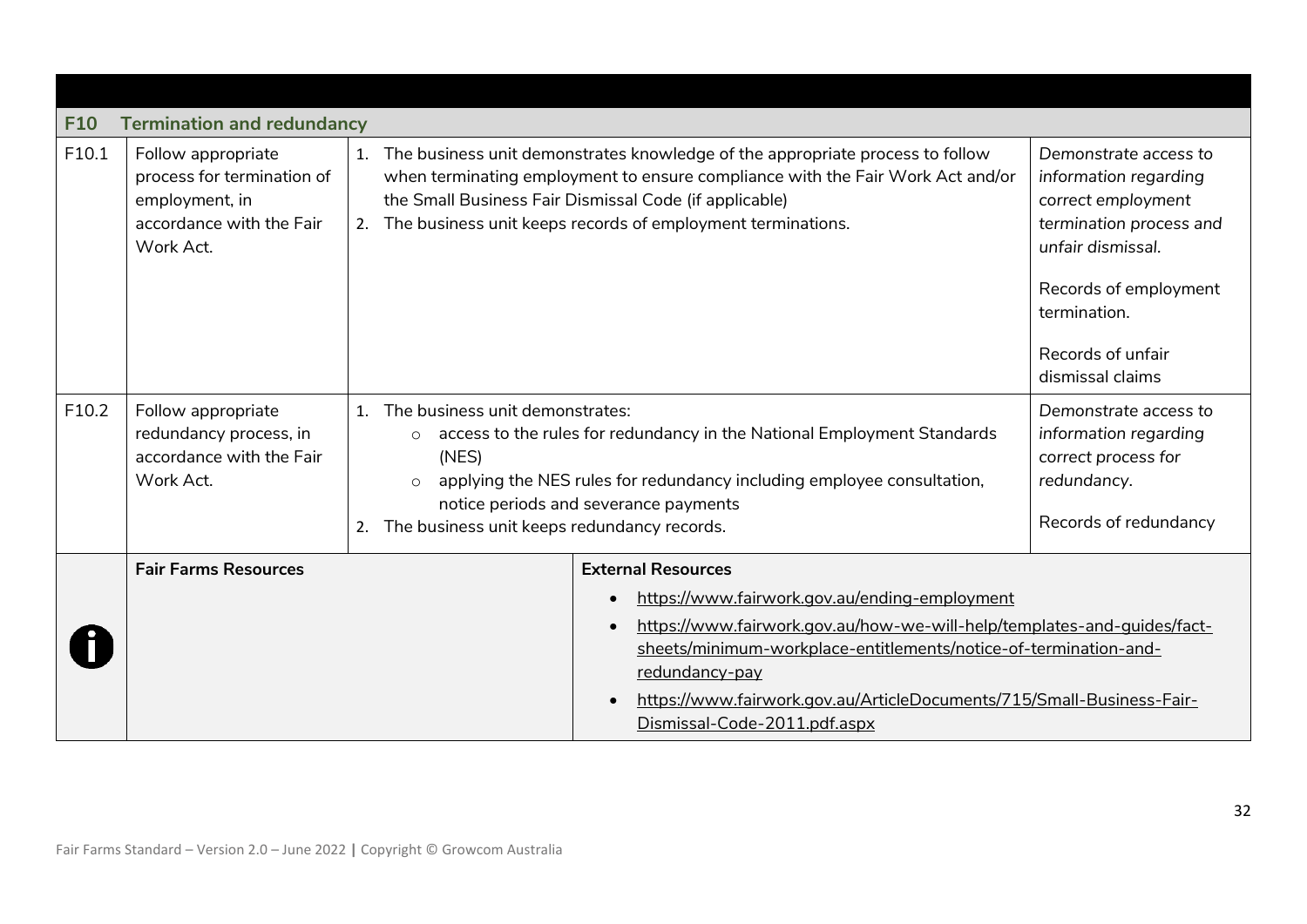| | | | |
|---|---|---|---|
| **F10** | **Termination and redundancy** | | |
| F10.1 | Follow appropriate process for termination of employment, in accordance with the Fair Work Act. | 1. The business unit demonstrates knowledge of the appropriate process to follow when terminating employment to ensure compliance with the Fair Work Act and/or the Small Business Fair Dismissal Code (if applicable)<br>2. The business unit keeps records of employment terminations. | *Demonstrate access to information regarding correct employment termination process and unfair dismissal.*<br><br>Records of employment termination.<br><br>Records of unfair dismissal claims |
| F10.2 | Follow appropriate redundancy process, in accordance with the Fair Work Act. | 1. The business unit demonstrates:<br>○ access to the rules for redundancy in the National Employment Standards (NES)<br>○ applying the NES rules for redundancy including employee consultation, notice periods and severance payments<br>2. The business unit keeps redundancy records. | *Demonstrate access to information regarding correct process for redundancy.*<br><br>Records of redundancy |

| | **Fair Farms Resources** | **External Resources** |
|---|---|---|
| | | • https://www.fairwork.gov.au/ending-employment<br>• https://www.fairwork.gov.au/how-we-will-help/templates-and-guides/fact-sheets/minimum-workplace-entitlements/notice-of-termination-and-redundancy-pay<br>• https://www.fairwork.gov.au/ArticleDocuments/715/Small-Business-Fair-Dismissal-Code-2011.pdf.aspx |

Fair Farms Standard – Version 2.0 – June 2022 | Copyright © Growcom Australia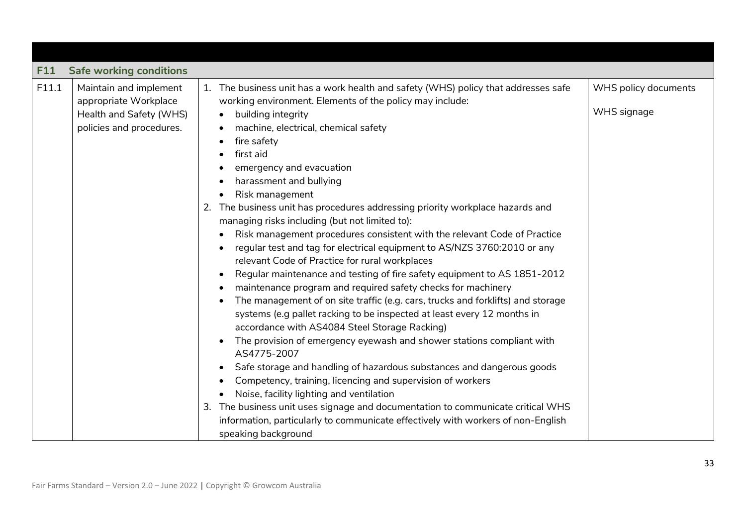| | | | |
|---|---|---|---|
| **F11** | **Safe working conditions** | | |
| F11.1 | Maintain and implement appropriate Workplace Health and Safety (WHS) policies and procedures. | 1. The business unit has a work health and safety (WHS) policy that addresses safe working environment. Elements of the policy may include:<br>• building integrity<br>• machine, electrical, chemical safety<br>• fire safety<br>• first aid<br>• emergency and evacuation<br>• harassment and bullying<br>• Risk management<br>2. The business unit has procedures addressing priority workplace hazards and managing risks including (but not limited to):<br>• Risk management procedures consistent with the relevant Code of Practice<br>• regular test and tag for electrical equipment to AS/NZS 3760:2010 or any relevant Code of Practice for rural workplaces<br>• Regular maintenance and testing of fire safety equipment to AS 1851-2012<br>• maintenance program and required safety checks for machinery<br>• The management of on site traffic (e.g. cars, trucks and forklifts) and storage systems (e.g pallet racking to be inspected at least every 12 months in accordance with AS4084 Steel Storage Racking)<br>• The provision of emergency eyewash and shower stations compliant with AS4775-2007<br>• Safe storage and handling of hazardous substances and dangerous goods<br>• Competency, training, licencing and supervision of workers<br>• Noise, facility lighting and ventilation<br>3. The business unit uses signage and documentation to communicate critical WHS information, particularly to communicate effectively with workers of non-English speaking background | WHS policy documents<br><br>WHS signage |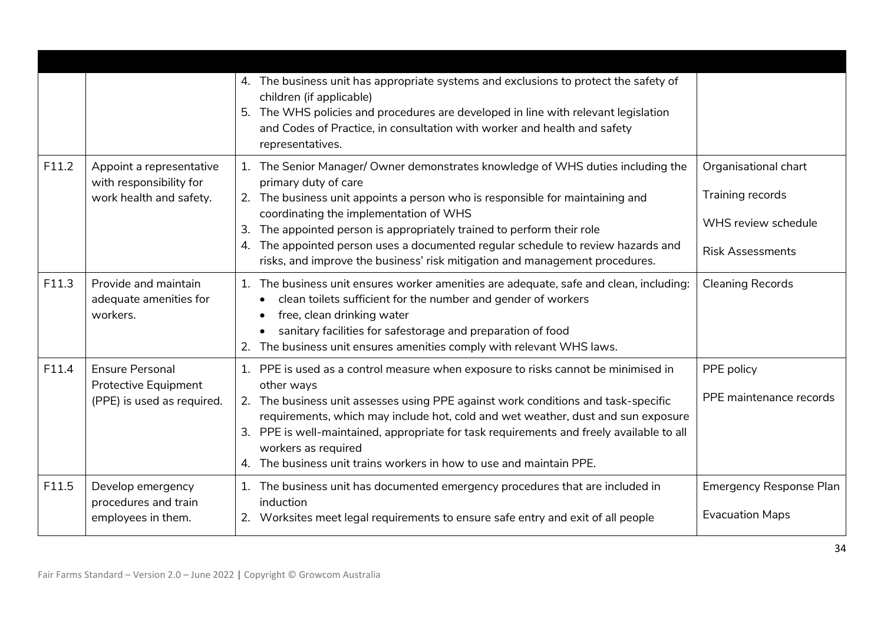| | | | |
|---|---|---|---|
| | | 4. The business unit has appropriate systems and exclusions to protect the safety of children (if applicable)<br>5. The WHS policies and procedures are developed in line with relevant legislation and Codes of Practice, in consultation with worker and health and safety representatives. | |
| F11.2 | Appoint a representative with responsibility for work health and safety. | 1. The Senior Manager/ Owner demonstrates knowledge of WHS duties including the primary duty of care<br>2. The business unit appoints a person who is responsible for maintaining and coordinating the implementation of WHS<br>3. The appointed person is appropriately trained to perform their role<br>4. The appointed person uses a documented regular schedule to review hazards and risks, and improve the business' risk mitigation and management procedures. | Organisational chart<br><br>Training records<br><br>WHS review schedule<br><br>Risk Assessments |
| F11.3 | Provide and maintain adequate amenities for workers. | 1. The business unit ensures worker amenities are adequate, safe and clean, including:<br>• clean toilets sufficient for the number and gender of workers<br>• free, clean drinking water<br>• sanitary facilities for safestorage and preparation of food<br>2. The business unit ensures amenities comply with relevant WHS laws. | Cleaning Records |
| F11.4 | Ensure Personal Protective Equipment (PPE) is used as required. | 1. PPE is used as a control measure when exposure to risks cannot be minimised in other ways<br>2. The business unit assesses using PPE against work conditions and task-specific requirements, which may include hot, cold and wet weather, dust and sun exposure<br>3. PPE is well-maintained, appropriate for task requirements and freely available to all workers as required<br>4. The business unit trains workers in how to use and maintain PPE. | PPE policy<br><br>PPE maintenance records |
| F11.5 | Develop emergency procedures and train employees in them. | 1. The business unit has documented emergency procedures that are included in induction<br>2. Worksites meet legal requirements to ensure safe entry and exit of all people | Emergency Response Plan<br><br>Evacuation Maps |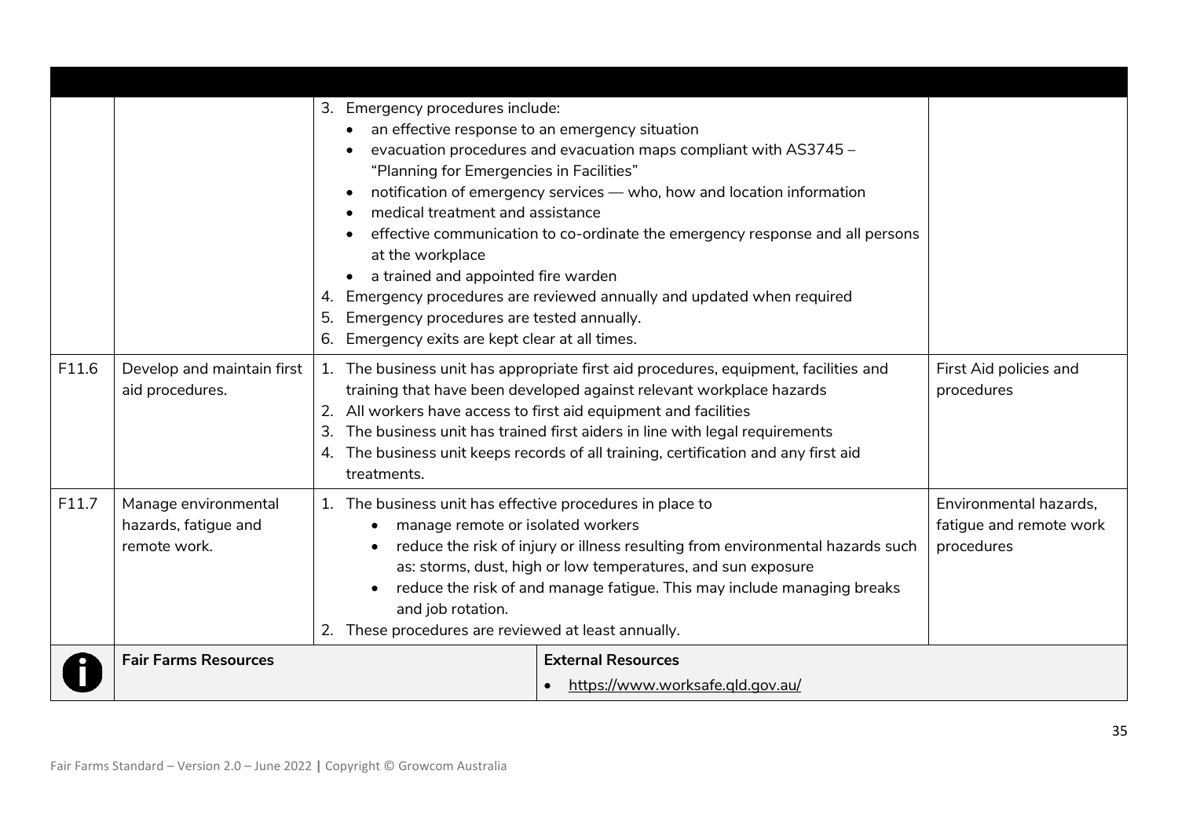| | | | |
|---|---|---|---|
| | | 3. Emergency procedures include:<br>• an effective response to an emergency situation<br>• evacuation procedures and evacuation maps compliant with AS3745 – "Planning for Emergencies in Facilities"<br>• notification of emergency services — who, how and location information<br>• medical treatment and assistance<br>• effective communication to co-ordinate the emergency response and all persons at the workplace<br>• a trained and appointed fire warden<br>4. Emergency procedures are reviewed annually and updated when required<br>5. Emergency procedures are tested annually.<br>6. Emergency exits are kept clear at all times. | |
| F11.6 | Develop and maintain first aid procedures. | 1. The business unit has appropriate first aid procedures, equipment, facilities and training that have been developed against relevant workplace hazards<br>2. All workers have access to first aid equipment and facilities<br>3. The business unit has trained first aiders in line with legal requirements<br>4. The business unit keeps records of all training, certification and any first aid treatments. | First Aid policies and procedures |
| F11.7 | Manage environmental hazards, fatigue and remote work. | 1. The business unit has effective procedures in place to<br>• manage remote or isolated workers<br>• reduce the risk of injury or illness resulting from environmental hazards such as: storms, dust, high or low temperatures, and sun exposure<br>• reduce the risk of and manage fatigue. This may include managing breaks and job rotation.<br>2. These procedures are reviewed at least annually. | Environmental hazards, fatigue and remote work procedures |

| | Fair Farms Resources | External Resources |
|---|---|---|
| | | • https://www.worksafe.qld.gov.au/ |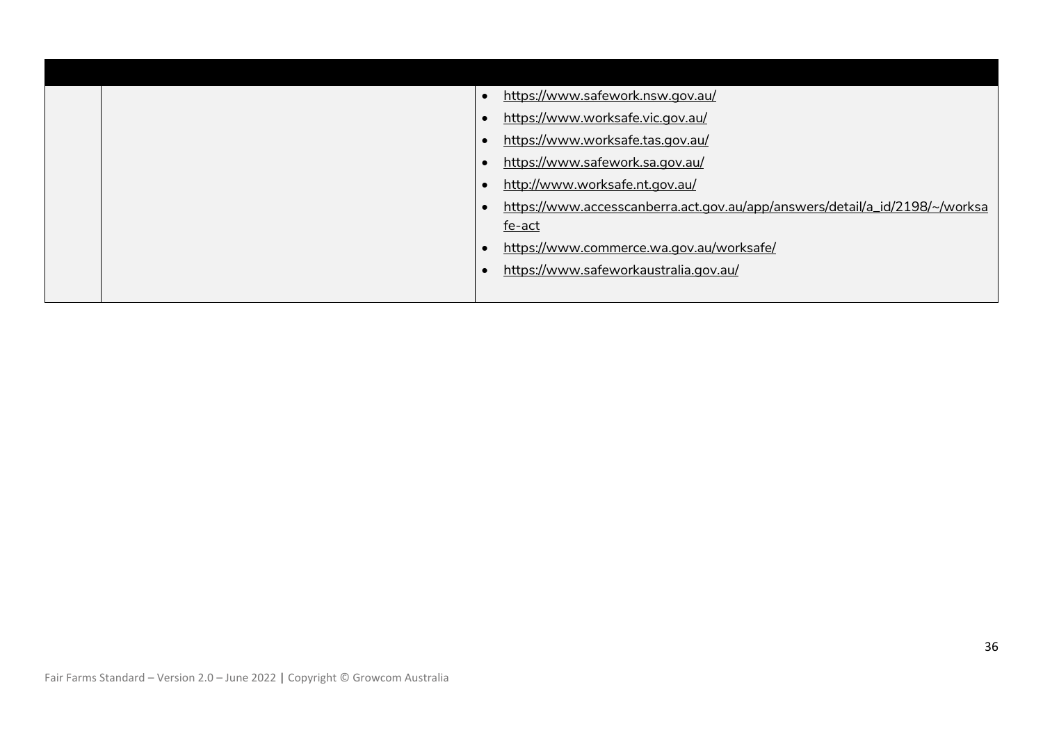| | | |
|---|---|---|
| | | • https://www.safework.nsw.gov.au/<br>• https://www.worksafe.vic.gov.au/<br>• https://www.worksafe.tas.gov.au/<br>• https://www.safework.sa.gov.au/<br>• http://www.worksafe.nt.gov.au/<br>• https://www.accesscanberra.act.gov.au/app/answers/detail/a_id/2198/~/worksafe-act<br>• https://www.commerce.wa.gov.au/worksafe/<br>• https://www.safeworkaustralia.gov.au/ |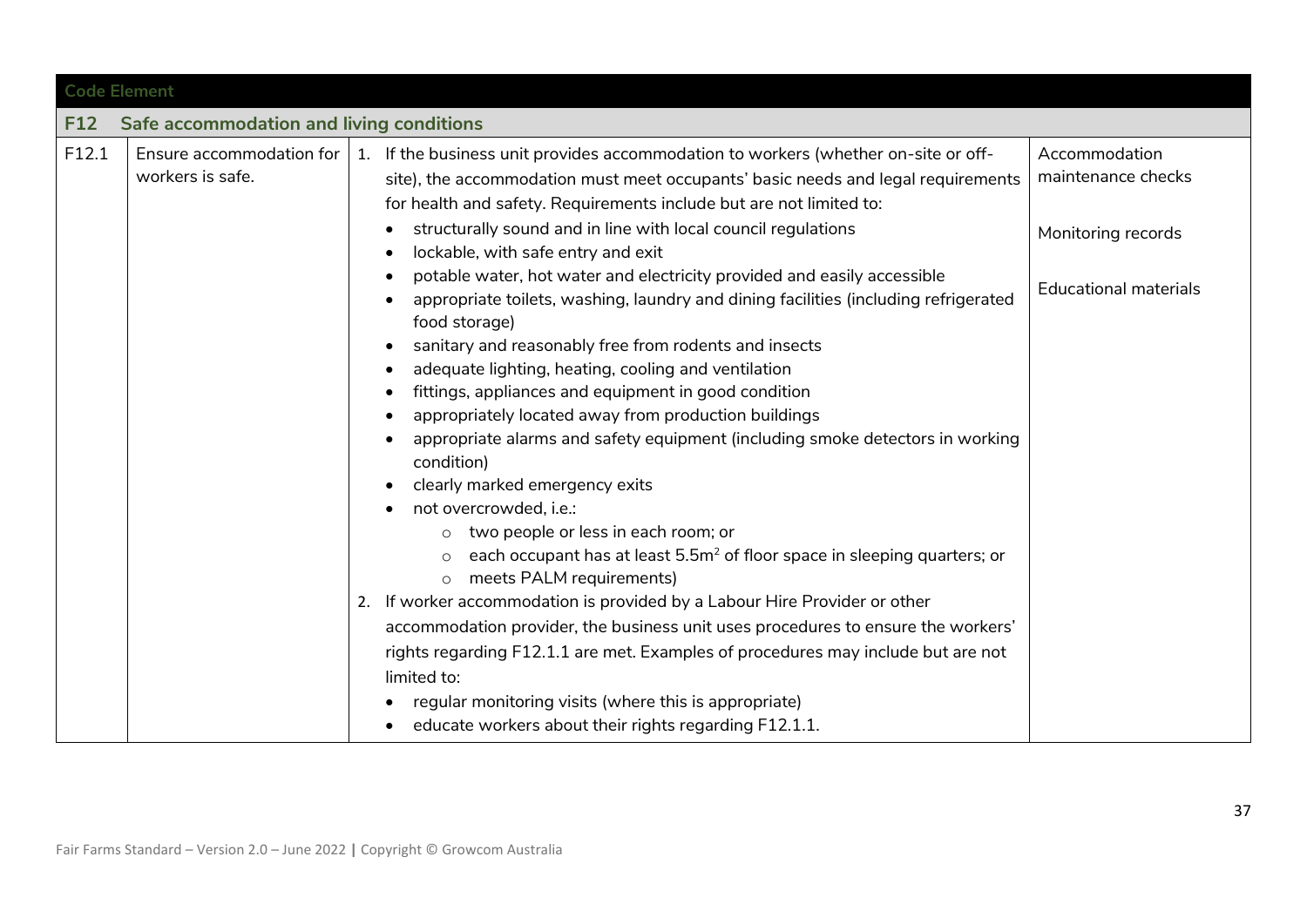| Code Element | | | |
|---|---|---|---|
| **F12** | **Safe accommodation and living conditions** | | |
| F12.1 | Ensure accommodation for workers is safe. | 1. If the business unit provides accommodation to workers (whether on-site or off-site), the accommodation must meet occupants' basic needs and legal requirements for health and safety. Requirements include but are not limited to:<br>• structurally sound and in line with local council regulations<br>• lockable, with safe entry and exit<br>• potable water, hot water and electricity provided and easily accessible<br>• appropriate toilets, washing, laundry and dining facilities (including refrigerated food storage)<br>• sanitary and reasonably free from rodents and insects<br>• adequate lighting, heating, cooling and ventilation<br>• fittings, appliances and equipment in good condition<br>• appropriately located away from production buildings<br>• appropriate alarms and safety equipment (including smoke detectors in working condition)<br>• clearly marked emergency exits<br>• not overcrowded, i.e.:<br>  ○ two people or less in each room; or<br>  ○ each occupant has at least 5.5m$^2$ of floor space in sleeping quarters; or<br>  ○ meets PALM requirements)<br>2. If worker accommodation is provided by a Labour Hire Provider or other accommodation provider, the business unit uses procedures to ensure the workers' rights regarding F12.1.1 are met. Examples of procedures may include but are not limited to:<br>• regular monitoring visits (where this is appropriate)<br>• educate workers about their rights regarding F12.1.1. | Accommodation maintenance checks<br><br>Monitoring records<br><br>Educational materials |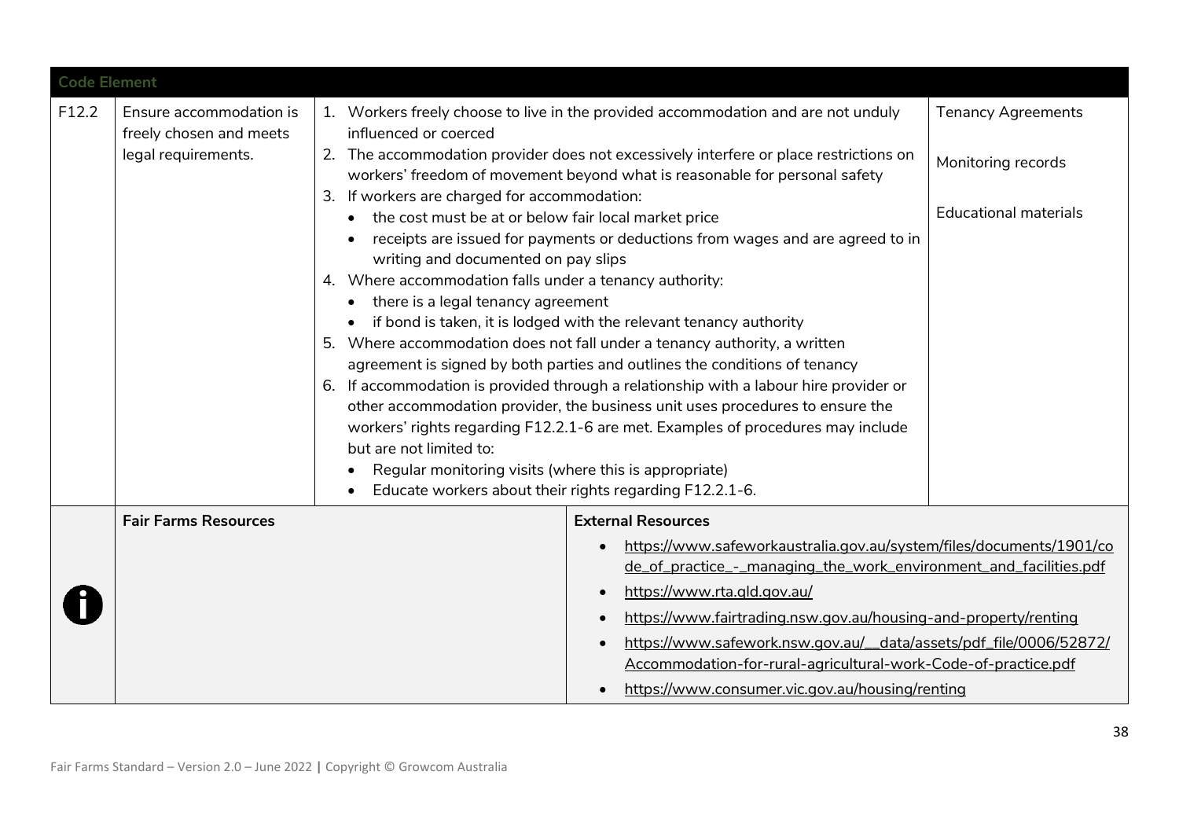| Code Element | | | |
|---|---|---|---|
| F12.2 | Ensure accommodation is freely chosen and meets legal requirements. | 1. Workers freely choose to live in the provided accommodation and are not unduly influenced or coerced<br>2. The accommodation provider does not excessively interfere or place restrictions on workers' freedom of movement beyond what is reasonable for personal safety<br>3. If workers are charged for accommodation:<br>• the cost must be at or below fair local market price<br>• receipts are issued for payments or deductions from wages and are agreed to in writing and documented on pay slips<br>4. Where accommodation falls under a tenancy authority:<br>• there is a legal tenancy agreement<br>• if bond is taken, it is lodged with the relevant tenancy authority<br>5. Where accommodation does not fall under a tenancy authority, a written agreement is signed by both parties and outlines the conditions of tenancy<br>6. If accommodation is provided through a relationship with a labour hire provider or other accommodation provider, the business unit uses procedures to ensure the workers' rights regarding F12.2.1-6 are met. Examples of procedures may include but are not limited to:<br>• Regular monitoring visits (where this is appropriate)<br>• Educate workers about their rights regarding F12.2.1-6. | Tenancy Agreements<br><br>Monitoring records<br><br>Educational materials |

| | Fair Farms Resources | External Resources |
|---|---|---|
| | | • https://www.safeworkaustralia.gov.au/system/files/documents/1901/code_of_practice_-_managing_the_work_environment_and_facilities.pdf<br>• https://www.rta.qld.gov.au/<br>• https://www.fairtrading.nsw.gov.au/housing-and-property/renting<br>• https://www.safework.nsw.gov.au/__data/assets/pdf_file/0006/52872/Accommodation-for-rural-agricultural-work-Code-of-practice.pdf<br>• https://www.consumer.vic.gov.au/housing/renting |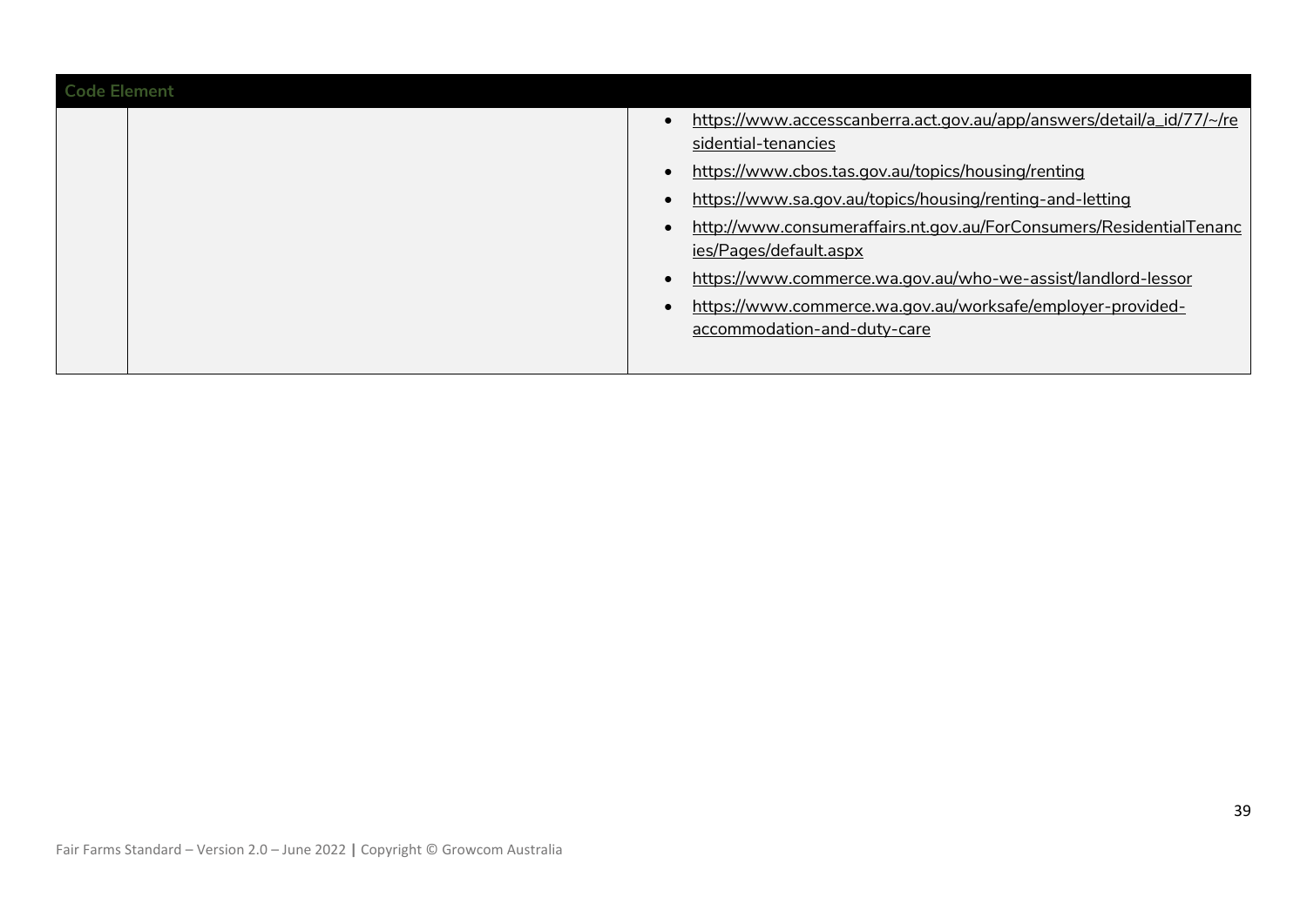| Code Element | | |
|---|---|---|
| | | • https://www.accesscanberra.act.gov.au/app/answers/detail/a_id/77/~/residential-tenancies<br>• https://www.cbos.tas.gov.au/topics/housing/renting<br>• https://www.sa.gov.au/topics/housing/renting-and-letting<br>• http://www.consumeraffairs.nt.gov.au/ForConsumers/ResidentialTenancies/Pages/default.aspx<br>• https://www.commerce.wa.gov.au/who-we-assist/landlord-lessor<br>• https://www.commerce.wa.gov.au/worksafe/employer-provided-accommodation-and-duty-care |

Fair Farms Standard – Version 2.0 – June 2022 | Copyright © Growcom Australia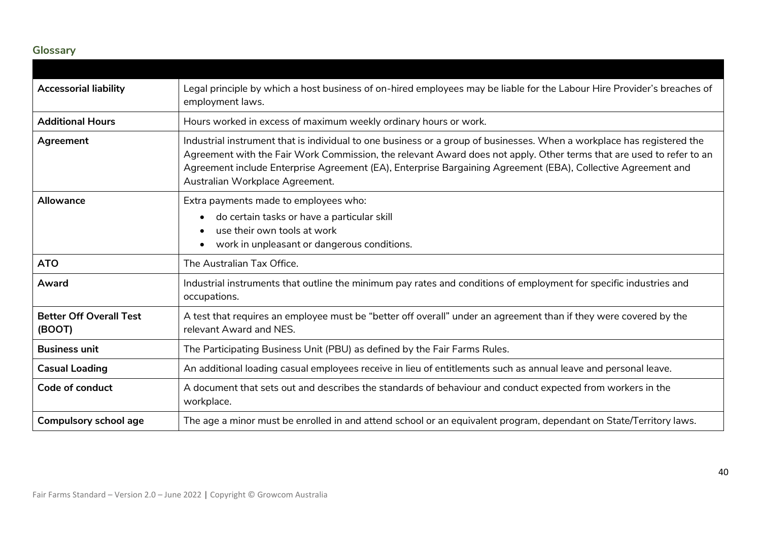## Glossary

| | |
|---|---|
| **Accessorial liability** | Legal principle by which a host business of on-hired employees may be liable for the Labour Hire Provider's breaches of employment laws. |
| **Additional Hours** | Hours worked in excess of maximum weekly ordinary hours or work. |
| **Agreement** | Industrial instrument that is individual to one business or a group of businesses. When a workplace has registered the Agreement with the Fair Work Commission, the relevant Award does not apply. Other terms that are used to refer to an Agreement include Enterprise Agreement (EA), Enterprise Bargaining Agreement (EBA), Collective Agreement and Australian Workplace Agreement. |
| **Allowance** | Extra payments made to employees who: <br>• do certain tasks or have a particular skill <br>• use their own tools at work <br>• work in unpleasant or dangerous conditions. |
| **ATO** | The Australian Tax Office. |
| **Award** | Industrial instruments that outline the minimum pay rates and conditions of employment for specific industries and occupations. |
| **Better Off Overall Test (BOOT)** | A test that requires an employee must be "better off overall" under an agreement than if they were covered by the relevant Award and NES. |
| **Business unit** | The Participating Business Unit (PBU) as defined by the Fair Farms Rules. |
| **Casual Loading** | An additional loading casual employees receive in lieu of entitlements such as annual leave and personal leave. |
| **Code of conduct** | A document that sets out and describes the standards of behaviour and conduct expected from workers in the workplace. |
| **Compulsory school age** | The age a minor must be enrolled in and attend school or an equivalent program, dependant on State/Territory laws. |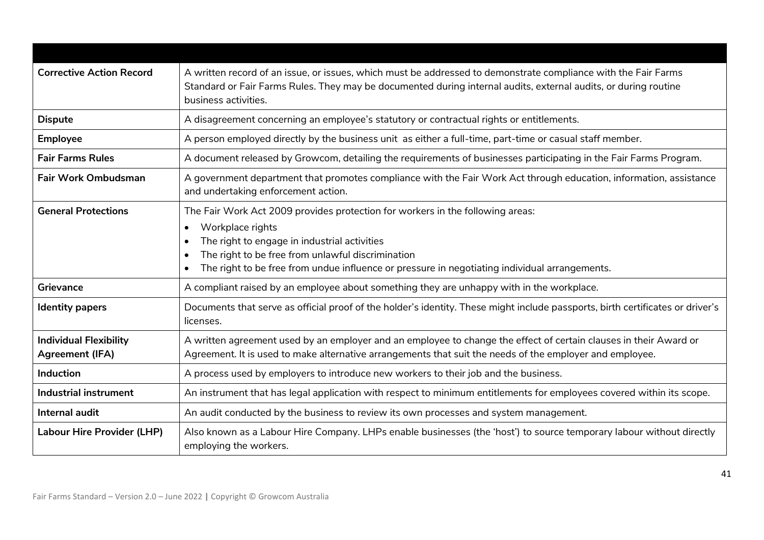| | |
|---|---|
| **Corrective Action Record** | A written record of an issue, or issues, which must be addressed to demonstrate compliance with the Fair Farms Standard or Fair Farms Rules. They may be documented during internal audits, external audits, or during routine business activities. |
| **Dispute** | A disagreement concerning an employee's statutory or contractual rights or entitlements. |
| **Employee** | A person employed directly by the business unit as either a full-time, part-time or casual staff member. |
| **Fair Farms Rules** | A document released by Growcom, detailing the requirements of businesses participating in the Fair Farms Program. |
| **Fair Work Ombudsman** | A government department that promotes compliance with the Fair Work Act through education, information, assistance and undertaking enforcement action. |
| **General Protections** | The Fair Work Act 2009 provides protection for workers in the following areas:<br>• Workplace rights<br>• The right to engage in industrial activities<br>• The right to be free from unlawful discrimination<br>• The right to be free from undue influence or pressure in negotiating individual arrangements. |
| **Grievance** | A compliant raised by an employee about something they are unhappy with in the workplace. |
| **Identity papers** | Documents that serve as official proof of the holder's identity. These might include passports, birth certificates or driver's licenses. |
| **Individual Flexibility Agreement (IFA)** | A written agreement used by an employer and an employee to change the effect of certain clauses in their Award or Agreement. It is used to make alternative arrangements that suit the needs of the employer and employee. |
| **Induction** | A process used by employers to introduce new workers to their job and the business. |
| **Industrial instrument** | An instrument that has legal application with respect to minimum entitlements for employees covered within its scope. |
| **Internal audit** | An audit conducted by the business to review its own processes and system management. |
| **Labour Hire Provider (LHP)** | Also known as a Labour Hire Company. LHPs enable businesses (the 'host') to source temporary labour without directly employing the workers. |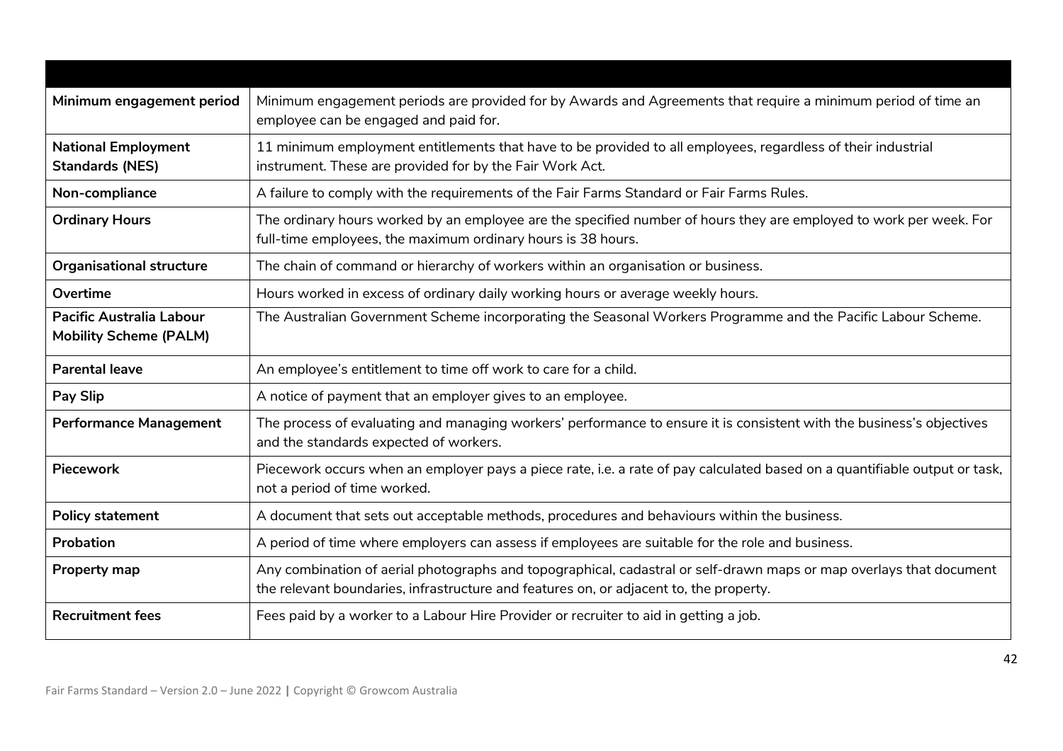| | |
|---|---|
| **Minimum engagement period** | Minimum engagement periods are provided for by Awards and Agreements that require a minimum period of time an employee can be engaged and paid for. |
| **National Employment Standards (NES)** | 11 minimum employment entitlements that have to be provided to all employees, regardless of their industrial instrument. These are provided for by the Fair Work Act. |
| **Non-compliance** | A failure to comply with the requirements of the Fair Farms Standard or Fair Farms Rules. |
| **Ordinary Hours** | The ordinary hours worked by an employee are the specified number of hours they are employed to work per week. For full-time employees, the maximum ordinary hours is 38 hours. |
| **Organisational structure** | The chain of command or hierarchy of workers within an organisation or business. |
| **Overtime** | Hours worked in excess of ordinary daily working hours or average weekly hours. |
| **Pacific Australia Labour Mobility Scheme (PALM)** | The Australian Government Scheme incorporating the Seasonal Workers Programme and the Pacific Labour Scheme. |
| **Parental leave** | An employee's entitlement to time off work to care for a child. |
| **Pay Slip** | A notice of payment that an employer gives to an employee. |
| **Performance Management** | The process of evaluating and managing workers' performance to ensure it is consistent with the business's objectives and the standards expected of workers. |
| **Piecework** | Piecework occurs when an employer pays a piece rate, i.e. a rate of pay calculated based on a quantifiable output or task, not a period of time worked. |
| **Policy statement** | A document that sets out acceptable methods, procedures and behaviours within the business. |
| **Probation** | A period of time where employers can assess if employees are suitable for the role and business. |
| **Property map** | Any combination of aerial photographs and topographical, cadastral or self-drawn maps or map overlays that document the relevant boundaries, infrastructure and features on, or adjacent to, the property. |
| **Recruitment fees** | Fees paid by a worker to a Labour Hire Provider or recruiter to aid in getting a job. |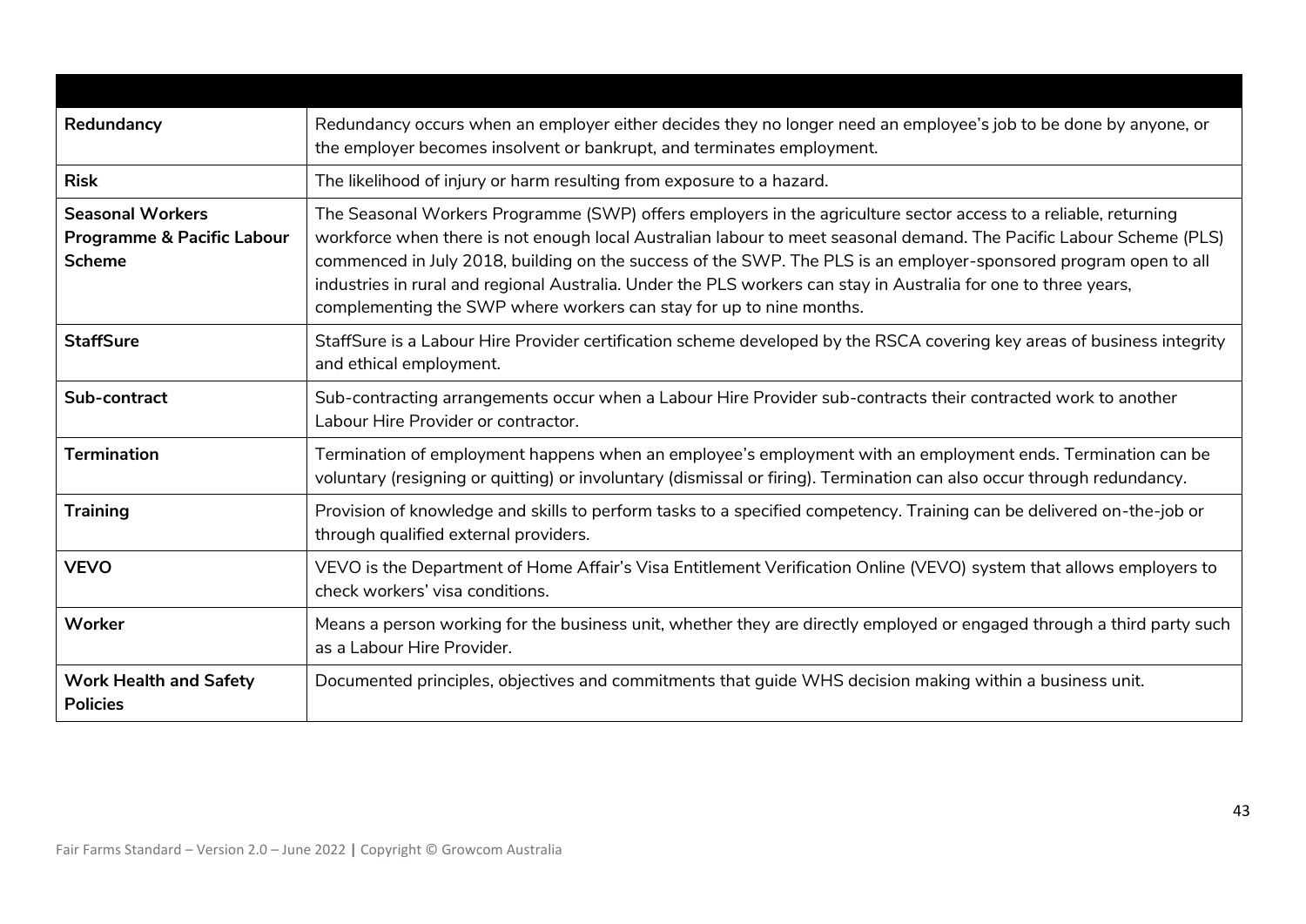| | |
|---|---|
| **Redundancy** | Redundancy occurs when an employer either decides they no longer need an employee's job to be done by anyone, or the employer becomes insolvent or bankrupt, and terminates employment. |
| **Risk** | The likelihood of injury or harm resulting from exposure to a hazard. |
| **Seasonal Workers Programme & Pacific Labour Scheme** | The Seasonal Workers Programme (SWP) offers employers in the agriculture sector access to a reliable, returning workforce when there is not enough local Australian labour to meet seasonal demand. The Pacific Labour Scheme (PLS) commenced in July 2018, building on the success of the SWP. The PLS is an employer-sponsored program open to all industries in rural and regional Australia. Under the PLS workers can stay in Australia for one to three years, complementing the SWP where workers can stay for up to nine months. |
| **StaffSure** | StaffSure is a Labour Hire Provider certification scheme developed by the RSCA covering key areas of business integrity and ethical employment. |
| **Sub-contract** | Sub-contracting arrangements occur when a Labour Hire Provider sub-contracts their contracted work to another Labour Hire Provider or contractor. |
| **Termination** | Termination of employment happens when an employee's employment with an employment ends. Termination can be voluntary (resigning or quitting) or involuntary (dismissal or firing). Termination can also occur through redundancy. |
| **Training** | Provision of knowledge and skills to perform tasks to a specified competency. Training can be delivered on-the-job or through qualified external providers. |
| **VEVO** | VEVO is the Department of Home Affair's Visa Entitlement Verification Online (VEVO) system that allows employers to check workers' visa conditions. |
| **Worker** | Means a person working for the business unit, whether they are directly employed or engaged through a third party such as a Labour Hire Provider. |
| **Work Health and Safety Policies** | Documented principles, objectives and commitments that guide WHS decision making within a business unit. |